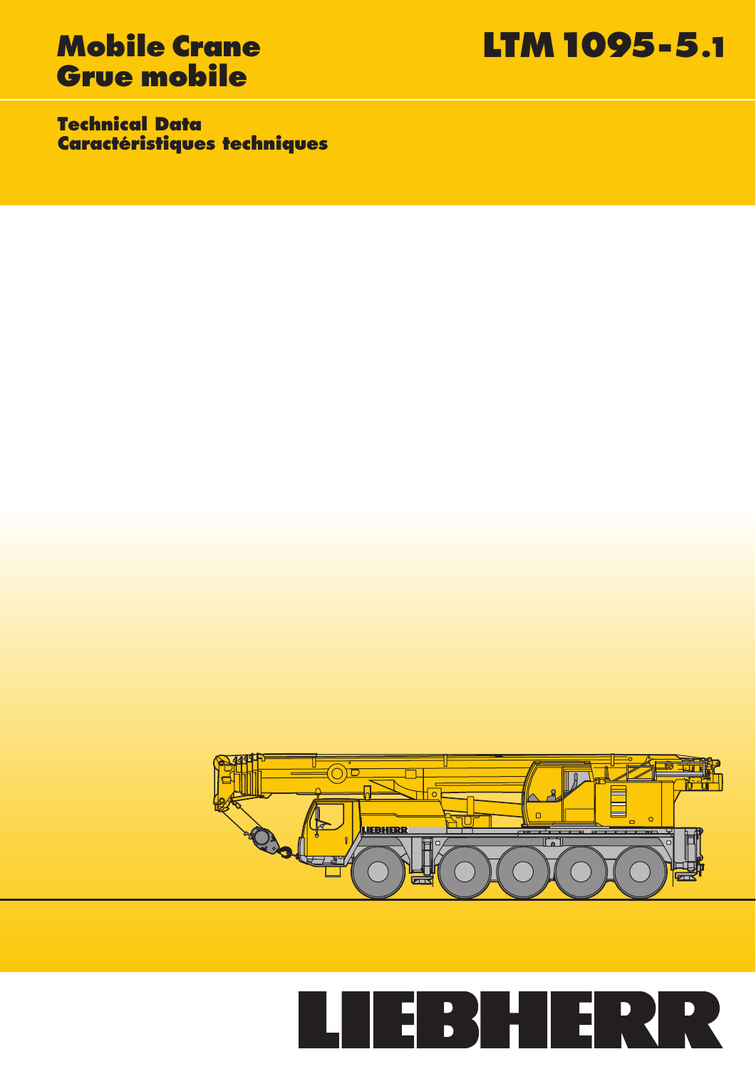# Mobile Crane
# Grue mobile

# LTM 1095-5.1

## Technical Data
## Caractéristiques techniques

LIEBHERR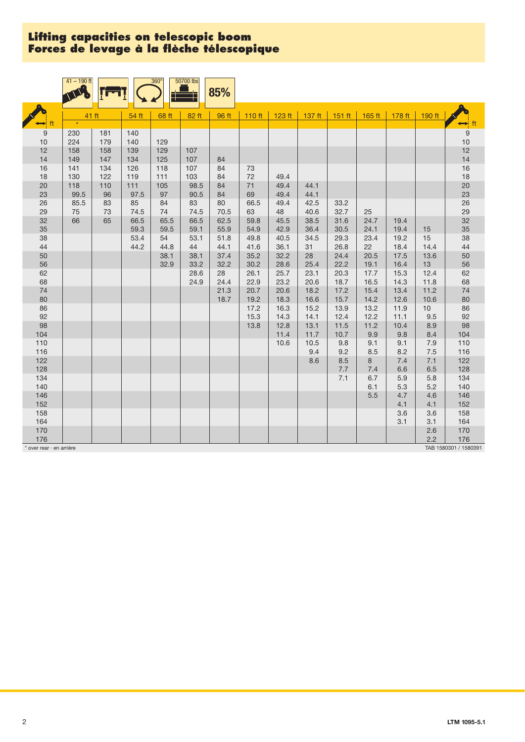# Lifting capacities on telescopic boom
# Forces de levage à la flèche télescopique

41 – 190 ft | 360° | 50700 lbs | 85%

| ft | 41 ft * | 41 ft | 54 ft | 68 ft | 82 ft | 96 ft | 110 ft | 123 ft | 137 ft | 151 ft | 165 ft | 178 ft | 190 ft | ft |
|---|---|---|---|---|---|---|---|---|---|---|---|---|---|---|
| 9 | 230 | 181 | 140 | | | | | | | | | | | 9 |
| 10 | 224 | 179 | 140 | 129 | | | | | | | | | | 10 |
| 12 | 158 | 158 | 139 | 129 | 107 | | | | | | | | | 12 |
| 14 | 149 | 147 | 134 | 125 | 107 | 84 | | | | | | | | 14 |
| 16 | 141 | 134 | 126 | 118 | 107 | 84 | 73 | | | | | | | 16 |
| 18 | 130 | 122 | 119 | 111 | 103 | 84 | 72 | 49.4 | | | | | | 18 |
| 20 | 118 | 110 | 111 | 105 | 98.5 | 84 | 71 | 49.4 | 44.1 | | | | | 20 |
| 23 | 99.5 | 96 | 97.5 | 97 | 90.5 | 84 | 69 | 49.4 | 44.1 | | | | | 23 |
| 26 | 85.5 | 83 | 85 | 84 | 83 | 80 | 66.5 | 49.4 | 42.5 | 33.2 | | | | 26 |
| 29 | 75 | 73 | 74.5 | 74 | 74.5 | 70.5 | 63 | 48 | 40.6 | 32.7 | 25 | | | 29 |
| 32 | 66 | 65 | 66.5 | 65.5 | 66.5 | 62.5 | 59.8 | 45.5 | 38.5 | 31.6 | 24.7 | 19.4 | | 32 |
| 35 | | | 59.3 | 59.5 | 59.1 | 55.9 | 54.9 | 42.9 | 36.4 | 30.5 | 24.1 | 19.4 | 15 | 35 |
| 38 | | | 53.4 | 54 | 53.1 | 51.8 | 49.8 | 40.5 | 34.5 | 29.3 | 23.4 | 19.2 | 15 | 38 |
| 44 | | | 44.2 | 44.8 | 44 | 44.1 | 41.6 | 36.1 | 31 | 26.8 | 22 | 18.4 | 14.4 | 44 |
| 50 | | | | 38.1 | 38.1 | 37.4 | 35.2 | 32.2 | 28 | 24.4 | 20.5 | 17.5 | 13.6 | 50 |
| 56 | | | | 32.9 | 33.2 | 32.2 | 30.2 | 28.6 | 25.4 | 22.2 | 19.1 | 16.4 | 13 | 56 |
| 62 | | | | | 28.6 | 28 | 26.1 | 25.7 | 23.1 | 20.3 | 17.7 | 15.3 | 12.4 | 62 |
| 68 | | | | | 24.9 | 24.4 | 22.9 | 23.2 | 20.6 | 18.7 | 16.5 | 14.3 | 11.8 | 68 |
| 74 | | | | | | 21.3 | 20.7 | 20.6 | 18.2 | 17.2 | 15.4 | 13.4 | 11.2 | 74 |
| 80 | | | | | | 18.7 | 19.2 | 18.3 | 16.6 | 15.7 | 14.2 | 12.6 | 10.6 | 80 |
| 86 | | | | | | | 17.2 | 16.3 | 15.2 | 13.9 | 13.2 | 11.9 | 10 | 86 |
| 92 | | | | | | | 15.3 | 14.3 | 14.1 | 12.4 | 12.2 | 11.1 | 9.5 | 92 |
| 98 | | | | | | | 13.8 | 12.8 | 13.1 | 11.5 | 11.2 | 10.4 | 8.9 | 98 |
| 104 | | | | | | | | 11.4 | 11.7 | 10.7 | 9.9 | 9.8 | 8.4 | 104 |
| 110 | | | | | | | | 10.6 | 10.5 | 9.8 | 9.1 | 9.1 | 7.9 | 110 |
| 116 | | | | | | | | | 9.4 | 9.2 | 8.5 | 8.2 | 7.5 | 116 |
| 122 | | | | | | | | | 8.6 | 8.5 | 8 | 7.4 | 7.1 | 122 |
| 128 | | | | | | | | | | 7.7 | 7.4 | 6.6 | 6.5 | 128 |
| 134 | | | | | | | | | | 7.1 | 6.7 | 5.9 | 5.8 | 134 |
| 140 | | | | | | | | | | | 6.1 | 5.3 | 5.2 | 140 |
| 146 | | | | | | | | | | | 5.5 | 4.7 | 4.6 | 146 |
| 152 | | | | | | | | | | | | 4.1 | 4.1 | 152 |
| 158 | | | | | | | | | | | | 3.6 | 3.6 | 158 |
| 164 | | | | | | | | | | | | 3.1 | 3.1 | 164 |
| 170 | | | | | | | | | | | | | 2.6 | 170 |
| 176 | | | | | | | | | | | | | 2.2 | 176 |

* over rear · en arrière

TAB 1580301 / 1580391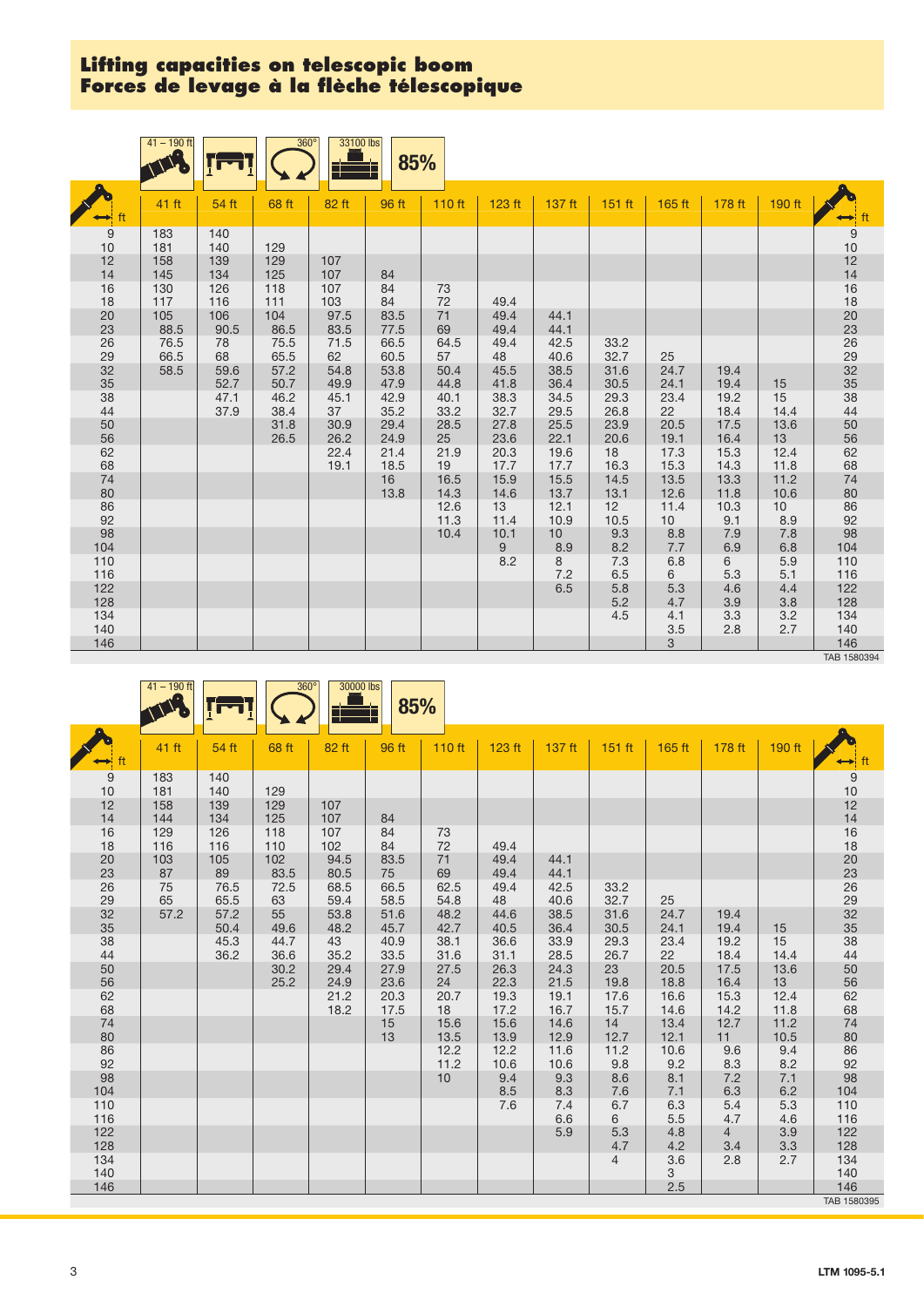# Lifting capacities on telescopic boom
# Forces de levage à la flèche télescopique

41 – 190 ft | 360° | 33100 lbs | 85%

| ft | 41 ft | 54 ft | 68 ft | 82 ft | 96 ft | 110 ft | 123 ft | 137 ft | 151 ft | 165 ft | 178 ft | 190 ft | ft |
|---|---|---|---|---|---|---|---|---|---|---|---|---|---|
| 9 | 183 | 140 | | | | | | | | | | | 9 |
| 10 | 181 | 140 | 129 | | | | | | | | | | 10 |
| 12 | 158 | 139 | 129 | 107 | | | | | | | | | 12 |
| 14 | 145 | 134 | 125 | 107 | 84 | | | | | | | | 14 |
| 16 | 130 | 126 | 118 | 107 | 84 | 73 | | | | | | | 16 |
| 18 | 117 | 116 | 111 | 103 | 84 | 72 | 49.4 | | | | | | 18 |
| 20 | 105 | 106 | 104 | 97.5 | 83.5 | 71 | 49.4 | 44.1 | | | | | 20 |
| 23 | 88.5 | 90.5 | 86.5 | 83.5 | 77.5 | 69 | 49.4 | 44.1 | | | | | 23 |
| 26 | 76.5 | 78 | 75.5 | 71.5 | 66.5 | 64.5 | 49.4 | 42.5 | 33.2 | | | | 26 |
| 29 | 66.5 | 68 | 65.5 | 62 | 60.5 | 57 | 48 | 40.6 | 32.7 | 25 | | | 29 |
| 32 | 58.5 | 59.6 | 57.2 | 54.8 | 53.8 | 50.4 | 45.5 | 38.5 | 31.6 | 24.7 | 19.4 | | 32 |
| 35 | | 52.7 | 50.7 | 49.9 | 47.9 | 44.8 | 41.8 | 36.4 | 30.5 | 24.1 | 19.4 | 15 | 35 |
| 38 | | 47.1 | 46.2 | 45.1 | 42.9 | 40.1 | 38.3 | 34.5 | 29.3 | 23.4 | 19.2 | 15 | 38 |
| 44 | | 37.9 | 38.4 | 37 | 35.2 | 33.2 | 32.7 | 29.5 | 26.8 | 22 | 18.4 | 14.4 | 44 |
| 50 | | | 31.8 | 30.9 | 29.4 | 28.5 | 27.8 | 25.5 | 23.9 | 20.5 | 17.5 | 13.6 | 50 |
| 56 | | | 26.5 | 26.2 | 24.9 | 25 | 23.6 | 22.1 | 20.6 | 19.1 | 16.4 | 13 | 56 |
| 62 | | | | 22.4 | 21.4 | 21.9 | 20.3 | 19.6 | 18 | 17.3 | 15.3 | 12.4 | 62 |
| 68 | | | | 19.1 | 18.5 | 19 | 17.7 | 17.7 | 16.3 | 15.3 | 14.3 | 11.8 | 68 |
| 74 | | | | | 16 | 16.5 | 15.9 | 15.5 | 14.5 | 13.5 | 13.3 | 11.2 | 74 |
| 80 | | | | | 13.8 | 14.3 | 14.6 | 13.7 | 13.1 | 12.6 | 11.8 | 10.6 | 80 |
| 86 | | | | | | 12.6 | 13 | 12.1 | 12 | 11.4 | 10.3 | 10 | 86 |
| 92 | | | | | | 11.3 | 11.4 | 10.9 | 10.5 | 10 | 9.1 | 8.9 | 92 |
| 98 | | | | | | 10.4 | 10.1 | 10 | 9.3 | 8.8 | 7.9 | 7.8 | 98 |
| 104 | | | | | | | 9 | 8.9 | 8.2 | 7.7 | 6.9 | 6.8 | 104 |
| 110 | | | | | | | 8.2 | 8 | 7.3 | 6.8 | 6 | 5.9 | 110 |
| 116 | | | | | | | | 7.2 | 6.5 | 6 | 5.3 | 5.1 | 116 |
| 122 | | | | | | | | 6.5 | 5.8 | 5.3 | 4.6 | 4.4 | 122 |
| 128 | | | | | | | | | 5.2 | 4.7 | 3.9 | 3.8 | 128 |
| 134 | | | | | | | | | 4.5 | 4.1 | 3.3 | 3.2 | 134 |
| 140 | | | | | | | | | | 3.5 | 2.8 | 2.7 | 140 |
| 146 | | | | | | | | | | 3 | | | 146 |

TAB 1580394

41 – 190 ft | 360° | 30000 lbs | 85%

| ft | 41 ft | 54 ft | 68 ft | 82 ft | 96 ft | 110 ft | 123 ft | 137 ft | 151 ft | 165 ft | 178 ft | 190 ft | ft |
|---|---|---|---|---|---|---|---|---|---|---|---|---|---|
| 9 | 183 | 140 | | | | | | | | | | | 9 |
| 10 | 181 | 140 | 129 | | | | | | | | | | 10 |
| 12 | 158 | 139 | 129 | 107 | | | | | | | | | 12 |
| 14 | 144 | 134 | 125 | 107 | 84 | | | | | | | | 14 |
| 16 | 129 | 126 | 118 | 107 | 84 | 73 | | | | | | | 16 |
| 18 | 116 | 116 | 110 | 102 | 84 | 72 | 49.4 | | | | | | 18 |
| 20 | 103 | 105 | 102 | 94.5 | 83.5 | 71 | 49.4 | 44.1 | | | | | 20 |
| 23 | 87 | 89 | 83.5 | 80.5 | 75 | 69 | 49.4 | 44.1 | | | | | 23 |
| 26 | 75 | 76.5 | 72.5 | 68.5 | 66.5 | 62.5 | 49.4 | 42.5 | 33.2 | | | | 26 |
| 29 | 65 | 65.5 | 63 | 59.4 | 58.5 | 54.8 | 48 | 40.6 | 32.7 | 25 | | | 29 |
| 32 | 57.2 | 57.2 | 55 | 53.8 | 51.6 | 48.2 | 44.6 | 38.5 | 31.6 | 24.7 | 19.4 | | 32 |
| 35 | | 50.4 | 49.6 | 48.2 | 45.7 | 42.7 | 40.5 | 36.4 | 30.5 | 24.1 | 19.4 | 15 | 35 |
| 38 | | 45.3 | 44.7 | 43 | 40.9 | 38.1 | 36.6 | 33.9 | 29.3 | 23.4 | 19.2 | 15 | 38 |
| 44 | | 36.2 | 36.6 | 35.2 | 33.5 | 31.6 | 31.1 | 28.5 | 26.7 | 22 | 18.4 | 14.4 | 44 |
| 50 | | | 30.2 | 29.4 | 27.9 | 27.5 | 26.3 | 24.3 | 23 | 20.5 | 17.5 | 13.6 | 50 |
| 56 | | | 25.2 | 24.9 | 23.6 | 24 | 22.3 | 21.5 | 19.8 | 18.8 | 16.4 | 13 | 56 |
| 62 | | | | 21.2 | 20.3 | 20.7 | 19.3 | 19.1 | 17.6 | 16.6 | 15.3 | 12.4 | 62 |
| 68 | | | | 18.2 | 17.5 | 18 | 17.2 | 16.7 | 15.7 | 14.6 | 14.2 | 11.8 | 68 |
| 74 | | | | | 15 | 15.6 | 15.6 | 14.6 | 14 | 13.4 | 12.7 | 11.2 | 74 |
| 80 | | | | | 13 | 13.5 | 13.9 | 12.9 | 12.7 | 12.1 | 11 | 10.5 | 80 |
| 86 | | | | | | 12.2 | 12.2 | 11.6 | 11.2 | 10.6 | 9.6 | 9.4 | 86 |
| 92 | | | | | | 11.2 | 10.6 | 10.6 | 9.8 | 9.2 | 8.3 | 8.2 | 92 |
| 98 | | | | | | 10 | 9.4 | 9.3 | 8.6 | 8.1 | 7.2 | 7.1 | 98 |
| 104 | | | | | | | 8.5 | 8.3 | 7.6 | 7.1 | 6.3 | 6.2 | 104 |
| 110 | | | | | | | 7.6 | 7.4 | 6.7 | 6.3 | 5.4 | 5.3 | 110 |
| 116 | | | | | | | | 6.6 | 6 | 5.5 | 4.7 | 4.6 | 116 |
| 122 | | | | | | | | 5.9 | 5.3 | 4.8 | 4 | 3.9 | 122 |
| 128 | | | | | | | | | 4.7 | 4.2 | 3.4 | 3.3 | 128 |
| 134 | | | | | | | | | 4 | 3.6 | 2.8 | 2.7 | 134 |
| 140 | | | | | | | | | | 3 | | | 140 |
| 146 | | | | | | | | | | 2.5 | | | 146 |

TAB 1580395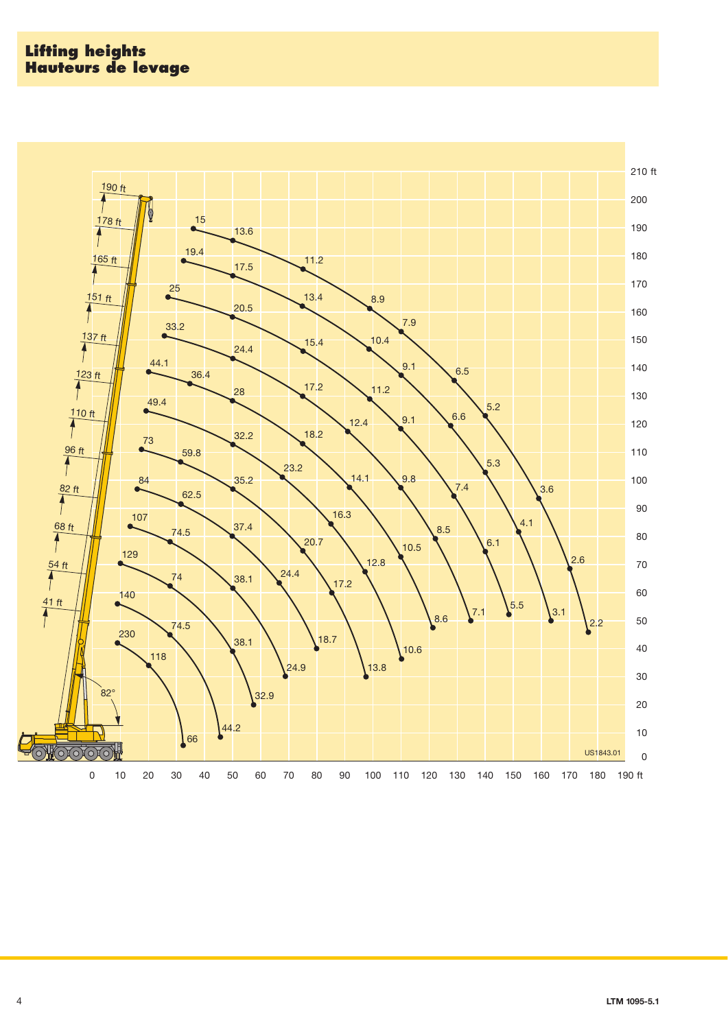# Lifting heights
# Hauteurs de levage

US1843.01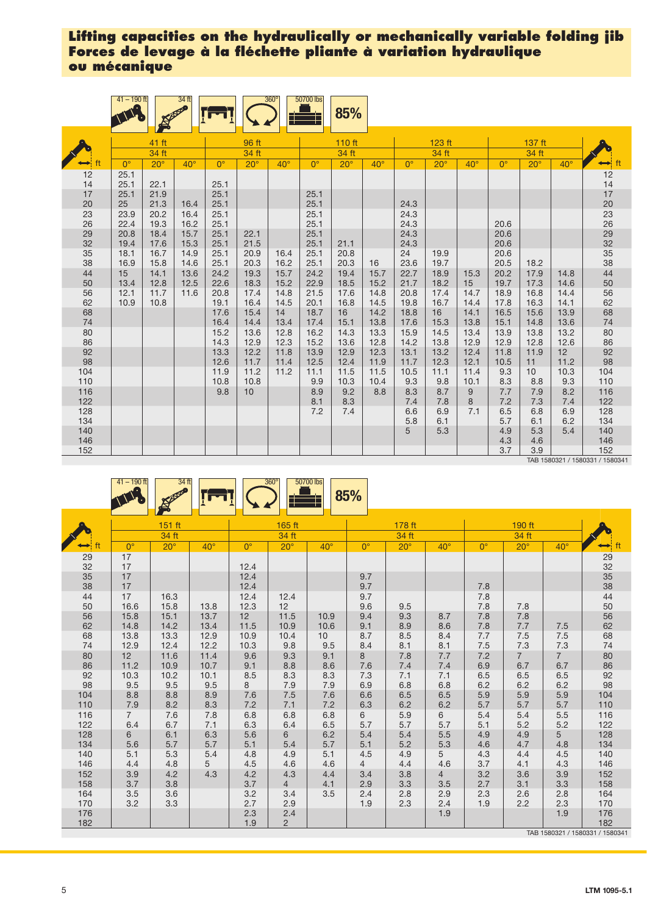# Lifting capacities on the hydraulically or mechanically variable folding jib
# Forces de levage à la fléchette pliante à variation hydraulique ou mécanique

41 – 190 ft | 34 ft | 360° | 50700 lbs | 85%

| ft | 41 ft | | | 96 ft | | | 110 ft | | | 123 ft | | | 137 ft | | | ft |
|---|---|---|---|---|---|---|---|---|---|---|---|---|---|---|---|---|
| | 34 ft | | | 34 ft | | | 34 ft | | | 34 ft | | | 34 ft | | | |
| | 0° | 20° | 40° | 0° | 20° | 40° | 0° | 20° | 40° | 0° | 20° | 40° | 0° | 20° | 40° | |
| 12 | 25.1 | | | | | | | | | | | | | | | 12 |
| 14 | 25.1 | 22.1 | | 25.1 | | | | | | | | | | | | 14 |
| 17 | 25.1 | 21.9 | | 25.1 | | | 25.1 | | | | | | | | | 17 |
| 20 | 25 | 21.3 | 16.4 | 25.1 | | | 25.1 | | | 24.3 | | | | | | 20 |
| 23 | 23.9 | 20.2 | 16.4 | 25.1 | | | 25.1 | | | 24.3 | | | | | | 23 |
| 26 | 22.4 | 19.3 | 16.2 | 25.1 | | | 25.1 | | | 24.3 | | | 20.6 | | | 26 |
| 29 | 20.8 | 18.4 | 15.7 | 25.1 | 22.1 | | 25.1 | | | 24.3 | | | 20.6 | | | 29 |
| 32 | 19.4 | 17.6 | 15.3 | 25.1 | 21.5 | | 25.1 | 21.1 | | 24.3 | | | 20.6 | | | 32 |
| 35 | 18.1 | 16.7 | 14.9 | 25.1 | 20.9 | 16.4 | 25.1 | 20.8 | | 24 | 19.9 | | 20.6 | | | 35 |
| 38 | 16.9 | 15.8 | 14.6 | 25.1 | 20.3 | 16.2 | 25.1 | 20.3 | 16 | 23.6 | 19.7 | | 20.5 | 18.2 | | 38 |
| 44 | 15 | 14.1 | 13.6 | 24.2 | 19.3 | 15.7 | 24.2 | 19.4 | 15.7 | 22.7 | 18.9 | 15.3 | 20.2 | 17.9 | 14.8 | 44 |
| 50 | 13.4 | 12.8 | 12.5 | 22.6 | 18.3 | 15.2 | 22.9 | 18.5 | 15.2 | 21.7 | 18.2 | 15 | 19.7 | 17.3 | 14.6 | 50 |
| 56 | 12.1 | 11.7 | 11.6 | 20.8 | 17.4 | 14.8 | 21.5 | 17.6 | 14.8 | 20.8 | 17.4 | 14.7 | 18.9 | 16.8 | 14.4 | 56 |
| 62 | 10.9 | 10.8 | | 19.1 | 16.4 | 14.5 | 20.1 | 16.8 | 14.5 | 19.8 | 16.7 | 14.4 | 17.8 | 16.3 | 14.1 | 62 |
| 68 | | | | 17.6 | 15.4 | 14 | 18.7 | 16 | 14.2 | 18.8 | 16 | 14.1 | 16.5 | 15.6 | 13.9 | 68 |
| 74 | | | | 16.4 | 14.4 | 13.4 | 17.4 | 15.1 | 13.8 | 17.6 | 15.3 | 13.8 | 15.1 | 14.8 | 13.6 | 74 |
| 80 | | | | 15.2 | 13.6 | 12.8 | 16.2 | 14.3 | 13.3 | 15.9 | 14.5 | 13.4 | 13.9 | 13.8 | 13.2 | 80 |
| 86 | | | | 14.3 | 12.9 | 12.3 | 15.2 | 13.6 | 12.8 | 14.2 | 13.8 | 12.9 | 12.9 | 12.8 | 12.6 | 86 |
| 92 | | | | 13.3 | 12.2 | 11.8 | 13.9 | 12.9 | 12.3 | 13.1 | 13.2 | 12.4 | 11.8 | 11.9 | 12 | 92 |
| 98 | | | | 12.6 | 11.7 | 11.4 | 12.5 | 12.4 | 11.9 | 11.7 | 12.3 | 12.1 | 10.5 | 11 | 11.2 | 98 |
| 104 | | | | 11.9 | 11.2 | 11.2 | 11.1 | 11.5 | 11.5 | 10.5 | 11.1 | 11.4 | 9.3 | 10 | 10.3 | 104 |
| 110 | | | | 10.8 | 10.8 | | 9.9 | 10.3 | 10.4 | 9.3 | 9.8 | 10.1 | 8.3 | 8.8 | 9.3 | 110 |
| 116 | | | | 9.8 | 10 | | 8.9 | 9.2 | 8.8 | 8.3 | 8.7 | 9 | 7.7 | 7.9 | 8.2 | 116 |
| 122 | | | | | | | 8.1 | 8.3 | | 7.4 | 7.8 | 8 | 7.2 | 7.3 | 7.4 | 122 |
| 128 | | | | | | | 7.2 | 7.4 | | 6.6 | 6.9 | 7.1 | 6.5 | 6.8 | 6.9 | 128 |
| 134 | | | | | | | | | | 5.8 | 6.1 | | 5.7 | 6.1 | 6.2 | 134 |
| 140 | | | | | | | | | | 5 | 5.3 | | 4.9 | 5.3 | 5.4 | 140 |
| 146 | | | | | | | | | | | | | 4.3 | 4.6 | | 146 |
| 152 | | | | | | | | | | | | | 3.7 | 3.9 | | 152 |

TAB 1580321 / 1580331 / 1580341

41 – 190 ft | 34 ft | 360° | 50700 lbs | 85%

| ft | 151 ft | | | 165 ft | | | 178 ft | | | 190 ft | | | ft |
|---|---|---|---|---|---|---|---|---|---|---|---|---|---|
| | 34 ft | | | 34 ft | | | 34 ft | | | 34 ft | | | |
| | 0° | 20° | 40° | 0° | 20° | 40° | 0° | 20° | 40° | 0° | 20° | 40° | |
| 29 | 17 | | | | | | | | | | | | 29 |
| 32 | 17 | | | 12.4 | | | | | | | | | 32 |
| 35 | 17 | | | 12.4 | | | 9.7 | | | | | | 35 |
| 38 | 17 | | | 12.4 | | | 9.7 | | | 7.8 | | | 38 |
| 44 | 17 | 16.3 | | 12.4 | 12.4 | | 9.7 | | | 7.8 | | | 44 |
| 50 | 16.6 | 15.8 | 13.8 | 12.3 | 12 | | 9.6 | 9.5 | | 7.8 | 7.8 | | 50 |
| 56 | 15.8 | 15.1 | 13.7 | 12 | 11.5 | 10.9 | 9.4 | 9.3 | 8.7 | 7.8 | 7.8 | | 56 |
| 62 | 14.8 | 14.2 | 13.4 | 11.5 | 10.9 | 10.6 | 9.1 | 8.9 | 8.6 | 7.8 | 7.7 | 7.5 | 62 |
| 68 | 13.8 | 13.3 | 12.9 | 10.9 | 10.4 | 10 | 8.7 | 8.5 | 8.4 | 7.7 | 7.5 | 7.5 | 68 |
| 74 | 12.9 | 12.4 | 12.2 | 10.3 | 9.8 | 9.5 | 8.4 | 8.1 | 8.1 | 7.5 | 7.3 | 7.3 | 74 |
| 80 | 12 | 11.6 | 11.4 | 9.6 | 9.3 | 9.1 | 8 | 7.8 | 7.7 | 7.2 | 7 | 7 | 80 |
| 86 | 11.2 | 10.9 | 10.7 | 9.1 | 8.8 | 8.6 | 7.6 | 7.4 | 7.4 | 6.9 | 6.7 | 6.7 | 86 |
| 92 | 10.3 | 10.2 | 10.1 | 8.5 | 8.3 | 8.3 | 7.3 | 7.1 | 7.1 | 6.5 | 6.5 | 6.5 | 92 |
| 98 | 9.5 | 9.5 | 9.5 | 8 | 7.9 | 7.9 | 6.9 | 6.8 | 6.8 | 6.2 | 6.2 | 6.2 | 98 |
| 104 | 8.8 | 8.8 | 8.9 | 7.6 | 7.5 | 7.6 | 6.6 | 6.5 | 6.5 | 5.9 | 5.9 | 5.9 | 104 |
| 110 | 7.9 | 8.2 | 8.3 | 7.2 | 7.1 | 7.2 | 6.3 | 6.2 | 6.2 | 5.7 | 5.7 | 5.7 | 110 |
| 116 | 7 | 7.6 | 7.8 | 6.8 | 6.8 | 6.8 | 6 | 5.9 | 6 | 5.4 | 5.4 | 5.5 | 116 |
| 122 | 6.4 | 6.7 | 7.1 | 6.3 | 6.4 | 6.5 | 5.7 | 5.7 | 5.7 | 5.1 | 5.2 | 5.2 | 122 |
| 128 | 6 | 6.1 | 6.3 | 5.6 | 6 | 6.2 | 5.4 | 5.4 | 5.5 | 4.9 | 4.9 | 5 | 128 |
| 134 | 5.6 | 5.7 | 5.7 | 5.1 | 5.4 | 5.7 | 5.1 | 5.2 | 5.3 | 4.6 | 4.7 | 4.8 | 134 |
| 140 | 5.1 | 5.3 | 5.4 | 4.8 | 4.9 | 5.1 | 4.5 | 4.9 | 5 | 4.3 | 4.4 | 4.5 | 140 |
| 146 | 4.4 | 4.8 | 5 | 4.5 | 4.6 | 4.6 | 4 | 4.4 | 4.6 | 3.7 | 4.1 | 4.3 | 146 |
| 152 | 3.9 | 4.2 | 4.3 | 4.2 | 4.3 | 4.4 | 3.4 | 3.8 | 4 | 3.2 | 3.6 | 3.9 | 152 |
| 158 | 3.7 | 3.8 | | 3.7 | 4 | 4.1 | 2.9 | 3.3 | 3.5 | 2.7 | 3.1 | 3.3 | 158 |
| 164 | 3.5 | 3.6 | | 3.2 | 3.4 | 3.5 | 2.4 | 2.8 | 2.9 | 2.3 | 2.6 | 2.8 | 164 |
| 170 | 3.2 | 3.3 | | 2.7 | 2.9 | | 1.9 | 2.3 | 2.4 | 1.9 | 2.2 | 2.3 | 170 |
| 176 | | | | 2.3 | 2.4 | | | | 1.9 | | | 1.9 | 176 |
| 182 | | | | 1.9 | 2 | | | | | | | | 182 |

TAB 1580321 / 1580331 / 1580341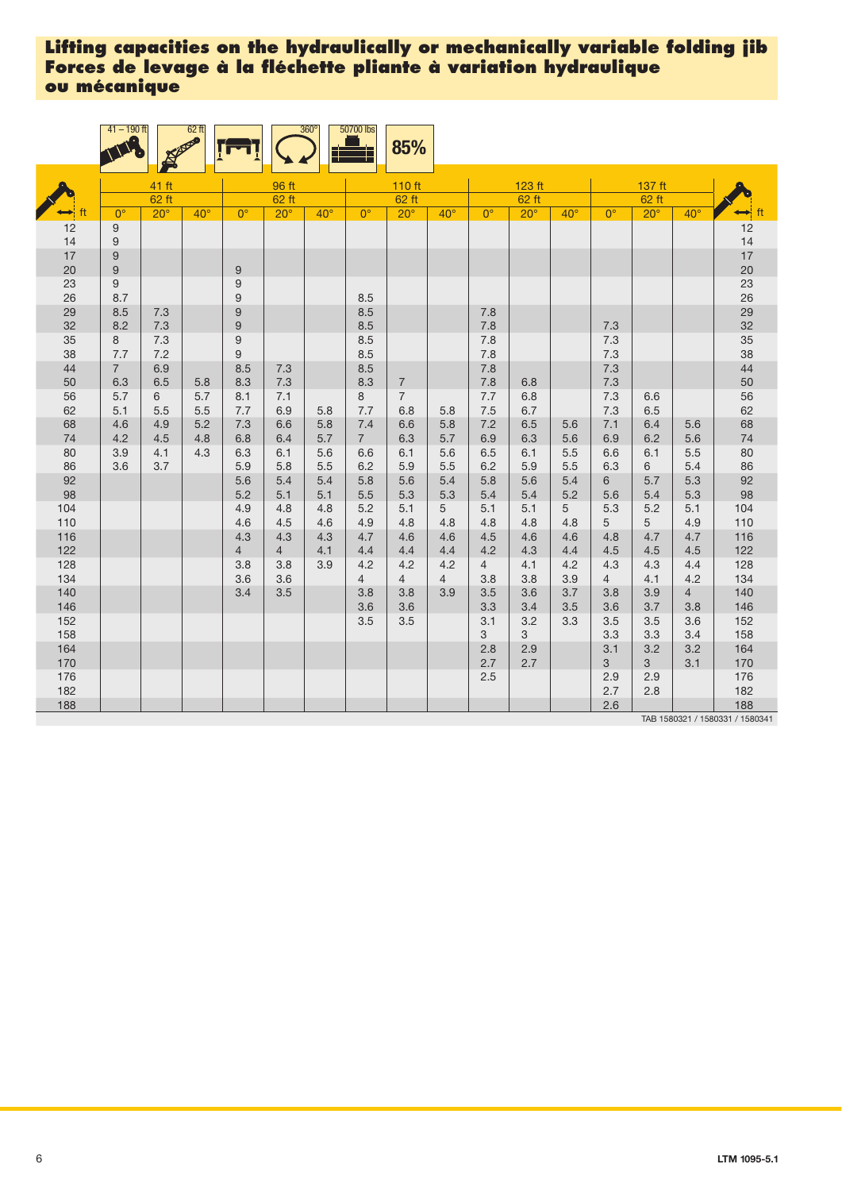# Lifting capacities on the hydraulically or mechanically variable folding jib
# Forces de levage à la fléchette pliante à variation hydraulique ou mécanique

41 – 190 ft | 62 ft | 360° | 50700 lbs | 85%

| ft | 41 ft | | | 96 ft | | | 110 ft | | | 123 ft | | | 137 ft | | | ft |
|---|---|---|---|---|---|---|---|---|---|---|---|---|---|---|---|---|
| | 62 ft | | | 62 ft | | | 62 ft | | | 62 ft | | | 62 ft | | | |
| | 0° | 20° | 40° | 0° | 20° | 40° | 0° | 20° | 40° | 0° | 20° | 40° | 0° | 20° | 40° | |
| 12 | 9 | | | | | | | | | | | | | | | 12 |
| 14 | 9 | | | | | | | | | | | | | | | 14 |
| 17 | 9 | | | | | | | | | | | | | | | 17 |
| 20 | 9 | | | 9 | | | | | | | | | | | | 20 |
| 23 | 9 | | | 9 | | | | | | | | | | | | 23 |
| 26 | 8.7 | | | 9 | | | 8.5 | | | | | | | | | 26 |
| 29 | 8.5 | 7.3 | | 9 | | | 8.5 | | | 7.8 | | | | | | 29 |
| 32 | 8.2 | 7.3 | | 9 | | | 8.5 | | | 7.8 | | | 7.3 | | | 32 |
| 35 | 8 | 7.3 | | 9 | | | 8.5 | | | 7.8 | | | 7.3 | | | 35 |
| 38 | 7.7 | 7.2 | | 9 | | | 8.5 | | | 7.8 | | | 7.3 | | | 38 |
| 44 | 7 | 6.9 | | 8.5 | 7.3 | | 8.5 | | | 7.8 | | | 7.3 | | | 44 |
| 50 | 6.3 | 6.5 | 5.8 | 8.3 | 7.3 | | 8.3 | 7 | | 7.8 | 6.8 | | 7.3 | | | 50 |
| 56 | 5.7 | 6 | 5.7 | 8.1 | 7.1 | | 8 | 7 | | 7.7 | 6.8 | | 7.3 | 6.6 | | 56 |
| 62 | 5.1 | 5.5 | 5.5 | 7.7 | 6.9 | 5.8 | 7.7 | 6.8 | 5.8 | 7.5 | 6.7 | | 7.3 | 6.5 | | 62 |
| 68 | 4.6 | 4.9 | 5.2 | 7.3 | 6.6 | 5.8 | 7.4 | 6.6 | 5.8 | 7.2 | 6.5 | 5.6 | 7.1 | 6.4 | 5.6 | 68 |
| 74 | 4.2 | 4.5 | 4.8 | 6.8 | 6.4 | 5.7 | 7 | 6.3 | 5.7 | 6.9 | 6.3 | 5.6 | 6.9 | 6.2 | 5.6 | 74 |
| 80 | 3.9 | 4.1 | 4.3 | 6.3 | 6.1 | 5.6 | 6.6 | 6.1 | 5.6 | 6.5 | 6.1 | 5.5 | 6.6 | 6.1 | 5.5 | 80 |
| 86 | 3.6 | 3.7 | | 5.9 | 5.8 | 5.5 | 6.2 | 5.9 | 5.5 | 6.2 | 5.9 | 5.5 | 6.3 | 6 | 5.4 | 86 |
| 92 | | | | 5.6 | 5.4 | 5.4 | 5.8 | 5.6 | 5.4 | 5.8 | 5.6 | 5.4 | 6 | 5.7 | 5.3 | 92 |
| 98 | | | | 5.2 | 5.1 | 5.1 | 5.5 | 5.3 | 5.3 | 5.4 | 5.4 | 5.2 | 5.6 | 5.4 | 5.3 | 98 |
| 104 | | | | 4.9 | 4.8 | 4.8 | 5.2 | 5.1 | 5 | 5.1 | 5.1 | 5 | 5.3 | 5.2 | 5.1 | 104 |
| 110 | | | | 4.6 | 4.5 | 4.6 | 4.9 | 4.8 | 4.8 | 4.8 | 4.8 | 4.8 | 5 | 5 | 4.9 | 110 |
| 116 | | | | 4.3 | 4.3 | 4.3 | 4.7 | 4.6 | 4.6 | 4.5 | 4.6 | 4.6 | 4.8 | 4.7 | 4.7 | 116 |
| 122 | | | | 4 | 4 | 4.1 | 4.4 | 4.4 | 4.4 | 4.2 | 4.3 | 4.4 | 4.5 | 4.5 | 4.5 | 122 |
| 128 | | | | 3.8 | 3.8 | 3.9 | 4.2 | 4.2 | 4.2 | 4 | 4.1 | 4.2 | 4.3 | 4.3 | 4.4 | 128 |
| 134 | | | | 3.6 | 3.6 | | 4 | 4 | 4 | 3.8 | 3.8 | 3.9 | 4 | 4.1 | 4.2 | 134 |
| 140 | | | | 3.4 | 3.5 | | 3.8 | 3.8 | 3.9 | 3.5 | 3.6 | 3.7 | 3.8 | 3.9 | 4 | 140 |
| 146 | | | | | | | 3.6 | 3.6 | | 3.3 | 3.4 | 3.5 | 3.6 | 3.7 | 3.8 | 146 |
| 152 | | | | | | | 3.5 | 3.5 | | 3.1 | 3.2 | 3.3 | 3.5 | 3.5 | 3.6 | 152 |
| 158 | | | | | | | | | | 3 | 3 | | 3.3 | 3.3 | 3.4 | 158 |
| 164 | | | | | | | | | | 2.8 | 2.9 | | 3.1 | 3.2 | 3.2 | 164 |
| 170 | | | | | | | | | | 2.7 | 2.7 | | 3 | 3 | 3.1 | 170 |
| 176 | | | | | | | | | | 2.5 | | | 2.9 | 2.9 | | 176 |
| 182 | | | | | | | | | | | | | 2.7 | 2.8 | | 182 |
| 188 | | | | | | | | | | | | | 2.6 | | | 188 |

TAB 1580321 / 1580331 / 1580341

LTM 1095-5.1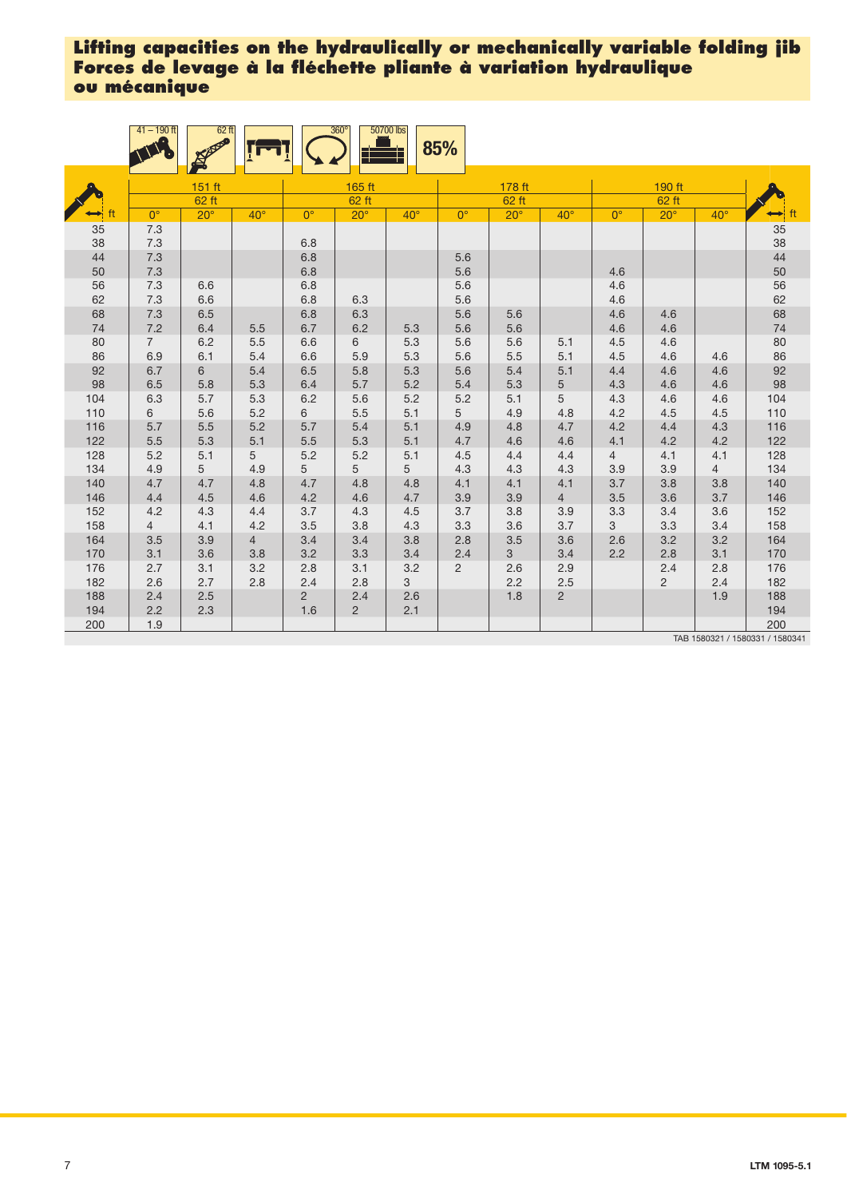# Lifting capacities on the hydraulically or mechanically variable folding jib
# Forces de levage à la fléchette pliante à variation hydraulique ou mécanique

41 – 190 ft | 62 ft | 360° | 50700 lbs | 85%

| ft | 151 ft | | | 165 ft | | | 178 ft | | | 190 ft | | | ft |
|---|---|---|---|---|---|---|---|---|---|---|---|---|---|
| | 62 ft | | | 62 ft | | | 62 ft | | | 62 ft | | | |
| | 0° | 20° | 40° | 0° | 20° | 40° | 0° | 20° | 40° | 0° | 20° | 40° | |
| 35 | 7.3 | | | | | | | | | | | | 35 |
| 38 | 7.3 | | | 6.8 | | | | | | | | | 38 |
| 44 | 7.3 | | | 6.8 | | | 5.6 | | | | | | 44 |
| 50 | 7.3 | | | 6.8 | | | 5.6 | | | 4.6 | | | 50 |
| 56 | 7.3 | 6.6 | | 6.8 | | | 5.6 | | | 4.6 | | | 56 |
| 62 | 7.3 | 6.6 | | 6.8 | 6.3 | | 5.6 | | | 4.6 | | | 62 |
| 68 | 7.3 | 6.5 | | 6.8 | 6.3 | | 5.6 | 5.6 | | 4.6 | 4.6 | | 68 |
| 74 | 7.2 | 6.4 | 5.5 | 6.7 | 6.2 | 5.3 | 5.6 | 5.6 | | 4.6 | 4.6 | | 74 |
| 80 | 7 | 6.2 | 5.5 | 6.6 | 6 | 5.3 | 5.6 | 5.6 | 5.1 | 4.5 | 4.6 | | 80 |
| 86 | 6.9 | 6.1 | 5.4 | 6.6 | 5.9 | 5.3 | 5.6 | 5.5 | 5.1 | 4.5 | 4.6 | 4.6 | 86 |
| 92 | 6.7 | 6 | 5.4 | 6.5 | 5.8 | 5.3 | 5.6 | 5.4 | 5.1 | 4.4 | 4.6 | 4.6 | 92 |
| 98 | 6.5 | 5.8 | 5.3 | 6.4 | 5.7 | 5.2 | 5.4 | 5.3 | 5 | 4.3 | 4.6 | 4.6 | 98 |
| 104 | 6.3 | 5.7 | 5.3 | 6.2 | 5.6 | 5.2 | 5.2 | 5.1 | 5 | 4.3 | 4.6 | 4.6 | 104 |
| 110 | 6 | 5.6 | 5.2 | 6 | 5.5 | 5.1 | 5 | 4.9 | 4.8 | 4.2 | 4.5 | 4.5 | 110 |
| 116 | 5.7 | 5.5 | 5.2 | 5.7 | 5.4 | 5.1 | 4.9 | 4.8 | 4.7 | 4.2 | 4.4 | 4.3 | 116 |
| 122 | 5.5 | 5.3 | 5.1 | 5.5 | 5.3 | 5.1 | 4.7 | 4.6 | 4.6 | 4.1 | 4.2 | 4.2 | 122 |
| 128 | 5.2 | 5.1 | 5 | 5.2 | 5.2 | 5.1 | 4.5 | 4.4 | 4.4 | 4 | 4.1 | 4.1 | 128 |
| 134 | 4.9 | 5 | 4.9 | 5 | 5 | 5 | 4.3 | 4.3 | 4.3 | 3.9 | 3.9 | 4 | 134 |
| 140 | 4.7 | 4.7 | 4.8 | 4.7 | 4.8 | 4.8 | 4.1 | 4.1 | 4.1 | 3.7 | 3.8 | 3.8 | 140 |
| 146 | 4.4 | 4.5 | 4.6 | 4.2 | 4.6 | 4.7 | 3.9 | 3.9 | 4 | 3.5 | 3.6 | 3.7 | 146 |
| 152 | 4.2 | 4.3 | 4.4 | 3.7 | 4.3 | 4.5 | 3.7 | 3.8 | 3.9 | 3.3 | 3.4 | 3.6 | 152 |
| 158 | 4 | 4.1 | 4.2 | 3.5 | 3.8 | 4.3 | 3.3 | 3.6 | 3.7 | 3 | 3.3 | 3.4 | 158 |
| 164 | 3.5 | 3.9 | 4 | 3.4 | 3.4 | 3.8 | 2.8 | 3.5 | 3.6 | 2.6 | 3.2 | 3.2 | 164 |
| 170 | 3.1 | 3.6 | 3.8 | 3.2 | 3.3 | 3.4 | 2.4 | 3 | 3.4 | 2.2 | 2.8 | 3.1 | 170 |
| 176 | 2.7 | 3.1 | 3.2 | 2.8 | 3.1 | 3.2 | 2 | 2.6 | 2.9 | | 2.4 | 2.8 | 176 |
| 182 | 2.6 | 2.7 | 2.8 | 2.4 | 2.8 | 3 | | 2.2 | 2.5 | | 2 | 2.4 | 182 |
| 188 | 2.4 | 2.5 | | 2 | 2.4 | 2.6 | | 1.8 | 2 | | | 1.9 | 188 |
| 194 | 2.2 | 2.3 | | 1.6 | 2 | 2.1 | | | | | | | 194 |
| 200 | 1.9 | | | | | | | | | | | | 200 |

TAB 1580321 / 1580331 / 1580341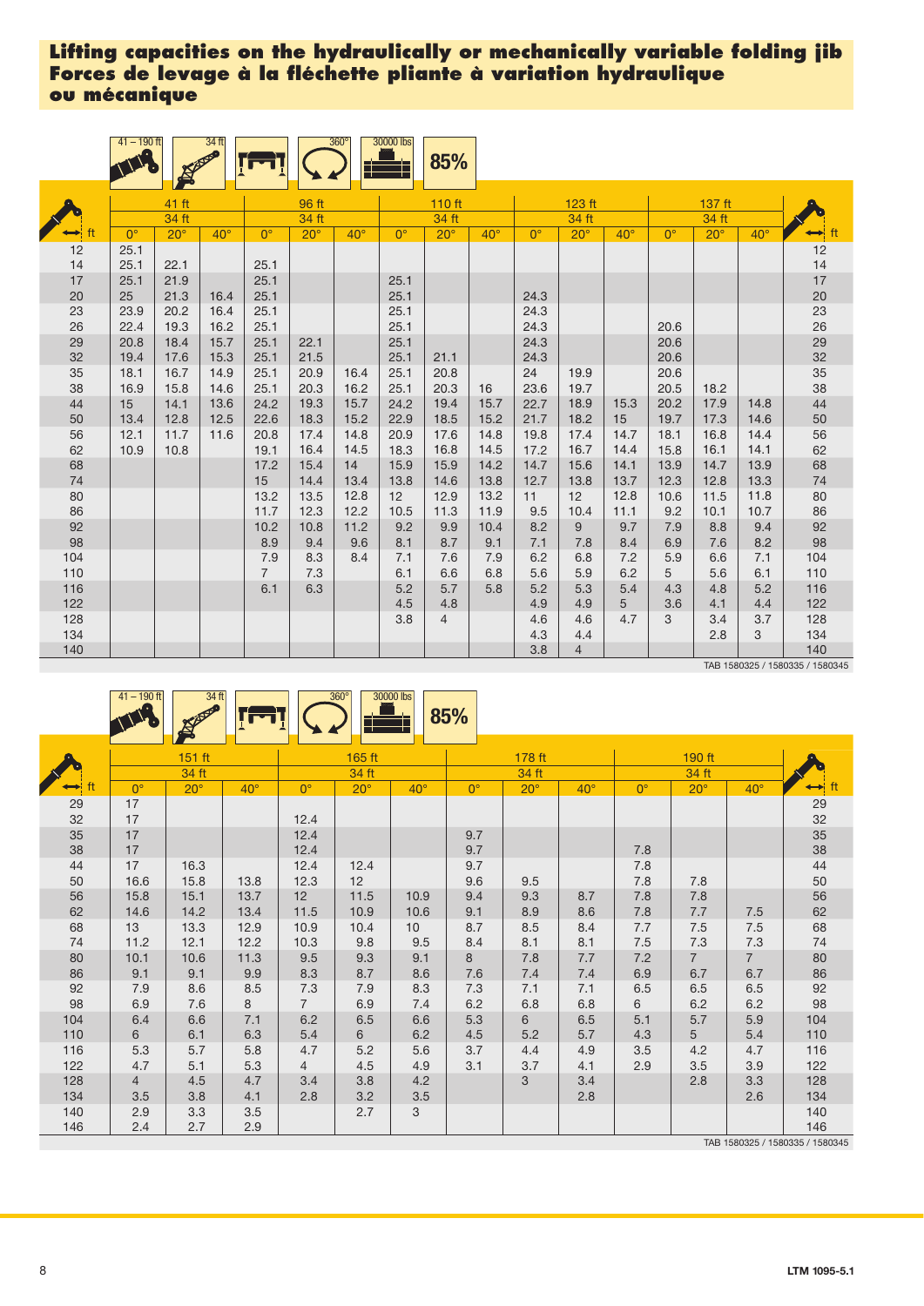# Lifting capacities on the hydraulically or mechanically variable folding jib
# Forces de levage à la fléchette pliante à variation hydraulique ou mécanique

41 – 190 ft | 34 ft | 360° | 30000 lbs | 85%

| ft | 41 ft 34 ft | | | 96 ft 34 ft | | | 110 ft 34 ft | | | 123 ft 34 ft | | | 137 ft 34 ft | | | ft |
|---|---|---|---|---|---|---|---|---|---|---|---|---|---|---|---|---|
| | 0° | 20° | 40° | 0° | 20° | 40° | 0° | 20° | 40° | 0° | 20° | 40° | 0° | 20° | 40° | |
| 12 | 25.1 | | | | | | | | | | | | | | | 12 |
| 14 | 25.1 | 22.1 | | 25.1 | | | | | | | | | | | | 14 |
| 17 | 25.1 | 21.9 | | 25.1 | | | 25.1 | | | | | | | | | 17 |
| 20 | 25 | 21.3 | 16.4 | 25.1 | | | 25.1 | | | 24.3 | | | | | | 20 |
| 23 | 23.9 | 20.2 | 16.4 | 25.1 | | | 25.1 | | | 24.3 | | | | | | 23 |
| 26 | 22.4 | 19.3 | 16.2 | 25.1 | | | 25.1 | | | 24.3 | | | 20.6 | | | 26 |
| 29 | 20.8 | 18.4 | 15.7 | 25.1 | 22.1 | | 25.1 | | | 24.3 | | | 20.6 | | | 29 |
| 32 | 19.4 | 17.6 | 15.3 | 25.1 | 21.5 | | 25.1 | 21.1 | | 24.3 | | | 20.6 | | | 32 |
| 35 | 18.1 | 16.7 | 14.9 | 25.1 | 20.9 | 16.4 | 25.1 | 20.8 | | 24 | 19.9 | | 20.6 | | | 35 |
| 38 | 16.9 | 15.8 | 14.6 | 25.1 | 20.3 | 16.2 | 25.1 | 20.3 | 16 | 23.6 | 19.7 | | 20.5 | 18.2 | | 38 |
| 44 | 15 | 14.1 | 13.6 | 24.2 | 19.3 | 15.7 | 24.2 | 19.4 | 15.7 | 22.7 | 18.9 | 15.3 | 20.2 | 17.9 | 14.8 | 44 |
| 50 | 13.4 | 12.8 | 12.5 | 22.6 | 18.3 | 15.2 | 22.9 | 18.5 | 15.2 | 21.7 | 18.2 | 15 | 19.7 | 17.3 | 14.6 | 50 |
| 56 | 12.1 | 11.7 | 11.6 | 20.8 | 17.4 | 14.8 | 20.9 | 17.6 | 14.8 | 19.8 | 17.4 | 14.7 | 18.1 | 16.8 | 14.4 | 56 |
| 62 | 10.9 | 10.8 | | 19.1 | 16.4 | 14.5 | 18.3 | 16.8 | 14.5 | 17.2 | 16.7 | 14.4 | 15.8 | 16.1 | 14.1 | 62 |
| 68 | | | | 17.2 | 15.4 | 14 | 15.9 | 15.9 | 14.2 | 14.7 | 15.6 | 14.1 | 13.9 | 14.7 | 13.9 | 68 |
| 74 | | | | 15 | 14.4 | 13.4 | 13.8 | 14.6 | 13.8 | 12.7 | 13.8 | 13.7 | 12.3 | 12.8 | 13.3 | 74 |
| 80 | | | | 13.2 | 13.5 | 12.8 | 12 | 12.9 | 13.2 | 11 | 12 | 12.8 | 10.6 | 11.5 | 11.8 | 80 |
| 86 | | | | 11.7 | 12.3 | 12.2 | 10.5 | 11.3 | 11.9 | 9.5 | 10.4 | 11.1 | 9.2 | 10.1 | 10.7 | 86 |
| 92 | | | | 10.2 | 10.8 | 11.2 | 9.2 | 9.9 | 10.4 | 8.2 | 9 | 9.7 | 7.9 | 8.8 | 9.4 | 92 |
| 98 | | | | 8.9 | 9.4 | 9.6 | 8.1 | 8.7 | 9.1 | 7.1 | 7.8 | 8.4 | 6.9 | 7.6 | 8.2 | 98 |
| 104 | | | | 7.9 | 8.3 | 8.4 | 7.1 | 7.6 | 7.9 | 6.2 | 6.8 | 7.2 | 5.9 | 6.6 | 7.1 | 104 |
| 110 | | | | 7 | 7.3 | | 6.1 | 6.6 | 6.8 | 5.6 | 5.9 | 6.2 | 5 | 5.6 | 6.1 | 110 |
| 116 | | | | 6.1 | 6.3 | | 5.2 | 5.7 | 5.8 | 5.2 | 5.3 | 5.4 | 4.3 | 4.8 | 5.2 | 116 |
| 122 | | | | | | | 4.5 | 4.8 | | 4.9 | 4.9 | 5 | 3.6 | 4.1 | 4.4 | 122 |
| 128 | | | | | | | 3.8 | 4 | | 4.6 | 4.6 | 4.7 | 3 | 3.4 | 3.7 | 128 |
| 134 | | | | | | | | | | 4.3 | 4.4 | | | 2.8 | 3 | 134 |
| 140 | | | | | | | | | | 3.8 | 4 | | | | | 140 |

TAB 1580325 / 1580335 / 1580345

41 – 190 ft | 34 ft | 360° | 30000 lbs | 85%

| ft | 151 ft 34 ft | | | 165 ft 34 ft | | | 178 ft 34 ft | | | 190 ft 34 ft | | | ft |
|---|---|---|---|---|---|---|---|---|---|---|---|---|---|
| | 0° | 20° | 40° | 0° | 20° | 40° | 0° | 20° | 40° | 0° | 20° | 40° | |
| 29 | 17 | | | | | | | | | | | | 29 |
| 32 | 17 | | | 12.4 | | | | | | | | | 32 |
| 35 | 17 | | | 12.4 | | | 9.7 | | | | | | 35 |
| 38 | 17 | | | 12.4 | | | 9.7 | | | 7.8 | | | 38 |
| 44 | 17 | 16.3 | | 12.4 | 12.4 | | 9.7 | | | 7.8 | | | 44 |
| 50 | 16.6 | 15.8 | 13.8 | 12.3 | 12 | | 9.6 | 9.5 | | 7.8 | 7.8 | | 50 |
| 56 | 15.8 | 15.1 | 13.7 | 12 | 11.5 | 10.9 | 9.4 | 9.3 | 8.7 | 7.8 | 7.8 | | 56 |
| 62 | 14.6 | 14.2 | 13.4 | 11.5 | 10.9 | 10.6 | 9.1 | 8.9 | 8.6 | 7.8 | 7.7 | 7.5 | 62 |
| 68 | 13 | 13.3 | 12.9 | 10.9 | 10.4 | 10 | 8.7 | 8.5 | 8.4 | 7.7 | 7.5 | 7.5 | 68 |
| 74 | 11.2 | 12.1 | 12.2 | 10.3 | 9.8 | 9.5 | 8.4 | 8.1 | 8.1 | 7.5 | 7.3 | 7.3 | 74 |
| 80 | 10.1 | 10.6 | 11.3 | 9.5 | 9.3 | 9.1 | 8 | 7.8 | 7.7 | 7.2 | 7 | 7 | 80 |
| 86 | 9.1 | 9.1 | 9.9 | 8.3 | 8.7 | 8.6 | 7.6 | 7.4 | 7.4 | 6.9 | 6.7 | 6.7 | 86 |
| 92 | 7.9 | 8.6 | 8.5 | 7.3 | 7.9 | 8.3 | 7.3 | 7.1 | 7.1 | 6.5 | 6.5 | 6.5 | 92 |
| 98 | 6.9 | 7.6 | 8 | 7 | 6.9 | 7.4 | 6.2 | 6.8 | 6.8 | 6 | 6.2 | 6.2 | 98 |
| 104 | 6.4 | 6.6 | 7.1 | 6.2 | 6.5 | 6.6 | 5.3 | 6 | 6.5 | 5.1 | 5.7 | 5.9 | 104 |
| 110 | 6 | 6.1 | 6.3 | 5.4 | 6 | 6.2 | 4.5 | 5.2 | 5.7 | 4.3 | 5 | 5.4 | 110 |
| 116 | 5.3 | 5.7 | 5.8 | 4.7 | 5.2 | 5.6 | 3.7 | 4.4 | 4.9 | 3.5 | 4.2 | 4.7 | 116 |
| 122 | 4.7 | 5.1 | 5.3 | 4 | 4.5 | 4.9 | 3.1 | 3.7 | 4.1 | 2.9 | 3.5 | 3.9 | 122 |
| 128 | 4 | 4.5 | 4.7 | 3.4 | 3.8 | 4.2 | | 3 | 3.4 | | 2.8 | 3.3 | 128 |
| 134 | 3.5 | 3.8 | 4.1 | 2.8 | 3.2 | 3.5 | | | 2.8 | | | 2.6 | 134 |
| 140 | 2.9 | 3.3 | 3.5 | | 2.7 | 3 | | | | | | | 140 |
| 146 | 2.4 | 2.7 | 2.9 | | | | | | | | | | 146 |

TAB 1580325 / 1580335 / 1580345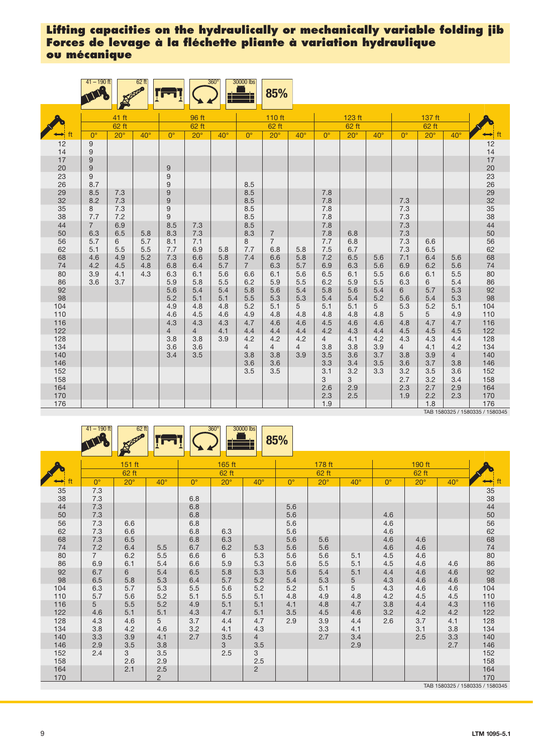# Lifting capacities on the hydraulically or mechanically variable folding jib
# Forces de levage à la fléchette pliante à variation hydraulique ou mécanique

41 – 190 ft | 62 ft | 360° | 30000 lbs | 85%

| ft | 41 ft | | | 96 ft | | | 110 ft | | | 123 ft | | | 137 ft | | | ft |
|---|---|---|---|---|---|---|---|---|---|---|---|---|---|---|---|---|
| | 62 ft | | | 62 ft | | | 62 ft | | | 62 ft | | | 62 ft | | | |
| | 0° | 20° | 40° | 0° | 20° | 40° | 0° | 20° | 40° | 0° | 20° | 40° | 0° | 20° | 40° | |
| 12 | 9 | | | | | | | | | | | | | | | 12 |
| 14 | 9 | | | | | | | | | | | | | | | 14 |
| 17 | 9 | | | | | | | | | | | | | | | 17 |
| 20 | 9 | | | 9 | | | | | | | | | | | | 20 |
| 23 | 9 | | | 9 | | | | | | | | | | | | 23 |
| 26 | 8.7 | | | 9 | | | 8.5 | | | | | | | | | 26 |
| 29 | 8.5 | 7.3 | | 9 | | | 8.5 | | | 7.8 | | | | | | 29 |
| 32 | 8.2 | 7.3 | | 9 | | | 8.5 | | | 7.8 | | | 7.3 | | | 32 |
| 35 | 8 | 7.3 | | 9 | | | 8.5 | | | 7.8 | | | 7.3 | | | 35 |
| 38 | 7.7 | 7.2 | | 9 | | | 8.5 | | | 7.8 | | | 7.3 | | | 38 |
| 44 | 7 | 6.9 | | 8.5 | 7.3 | | 8.5 | | | 7.8 | | | 7.3 | | | 44 |
| 50 | 6.3 | 6.5 | 5.8 | 8.3 | 7.3 | | 8.3 | 7 | | 7.8 | 6.8 | | 7.3 | | | 50 |
| 56 | 5.7 | 6 | 5.7 | 8.1 | 7.1 | | 8 | 7 | | 7.7 | 6.8 | | 7.3 | 6.6 | | 56 |
| 62 | 5.1 | 5.5 | 5.5 | 7.7 | 6.9 | 5.8 | 7.7 | 6.8 | 5.8 | 7.5 | 6.7 | | 7.3 | 6.5 | | 62 |
| 68 | 4.6 | 4.9 | 5.2 | 7.3 | 6.6 | 5.8 | 7.4 | 6.6 | 5.8 | 7.2 | 6.5 | 5.6 | 7.1 | 6.4 | 5.6 | 68 |
| 74 | 4.2 | 4.5 | 4.8 | 6.8 | 6.4 | 5.7 | 7 | 6.3 | 5.7 | 6.9 | 6.3 | 5.6 | 6.9 | 6.2 | 5.6 | 74 |
| 80 | 3.9 | 4.1 | 4.3 | 6.3 | 6.1 | 5.6 | 6.6 | 6.1 | 5.6 | 6.5 | 6.1 | 5.5 | 6.6 | 6.1 | 5.5 | 80 |
| 86 | 3.6 | 3.7 | | 5.9 | 5.8 | 5.5 | 6.2 | 5.9 | 5.5 | 6.2 | 5.9 | 5.5 | 6.3 | 6 | 5.4 | 86 |
| 92 | | | | 5.6 | 5.4 | 5.4 | 5.8 | 5.6 | 5.4 | 5.8 | 5.6 | 5.4 | 6 | 5.7 | 5.3 | 92 |
| 98 | | | | 5.2 | 5.1 | 5.1 | 5.5 | 5.3 | 5.3 | 5.4 | 5.4 | 5.2 | 5.6 | 5.4 | 5.3 | 98 |
| 104 | | | | 4.9 | 4.8 | 4.8 | 5.2 | 5.1 | 5 | 5.1 | 5.1 | 5 | 5.3 | 5.2 | 5.1 | 104 |
| 110 | | | | 4.6 | 4.5 | 4.6 | 4.9 | 4.8 | 4.8 | 4.8 | 4.8 | 4.8 | 5 | 5 | 4.9 | 110 |
| 116 | | | | 4.3 | 4.3 | 4.3 | 4.7 | 4.6 | 4.6 | 4.5 | 4.6 | 4.6 | 4.8 | 4.7 | 4.7 | 116 |
| 122 | | | | 4 | 4 | 4.1 | 4.4 | 4.4 | 4.4 | 4.2 | 4.3 | 4.4 | 4.5 | 4.5 | 4.5 | 122 |
| 128 | | | | 3.8 | 3.8 | 3.9 | 4.2 | 4.2 | 4.2 | 4 | 4.1 | 4.2 | 4.3 | 4.3 | 4.4 | 128 |
| 134 | | | | 3.6 | 3.6 | | 4 | 4 | 4 | 3.8 | 3.8 | 3.9 | 4 | 4.1 | 4.2 | 134 |
| 140 | | | | 3.4 | 3.5 | | 3.8 | 3.8 | 3.9 | 3.5 | 3.6 | 3.7 | 3.8 | 3.9 | 4 | 140 |
| 146 | | | | | | | 3.6 | 3.6 | | 3.3 | 3.4 | 3.5 | 3.6 | 3.7 | 3.8 | 146 |
| 152 | | | | | | | 3.5 | 3.5 | | 3.1 | 3.2 | 3.3 | 3.2 | 3.5 | 3.6 | 152 |
| 158 | | | | | | | | | | 3 | 3 | | 2.7 | 3.2 | 3.4 | 158 |
| 164 | | | | | | | | | | 2.6 | 2.9 | | 2.3 | 2.7 | 2.9 | 164 |
| 170 | | | | | | | | | | 2.3 | 2.5 | | 1.9 | 2.2 | 2.3 | 170 |
| 176 | | | | | | | | | | 1.9 | | | | 1.8 | | 176 |

TAB 1580325 / 1580335 / 1580345

41 – 190 ft | 62 ft | 360° | 30000 lbs | 85%

| ft | 151 ft | | | 165 ft | | | 178 ft | | | 190 ft | | | ft |
|---|---|---|---|---|---|---|---|---|---|---|---|---|---|
| | 62 ft | | | 62 ft | | | 62 ft | | | 62 ft | | | |
| | 0° | 20° | 40° | 0° | 20° | 40° | 0° | 20° | 40° | 0° | 20° | 40° | |
| 35 | 7.3 | | | | | | | | | | | | 35 |
| 38 | 7.3 | | | 6.8 | | | | | | | | | 38 |
| 44 | 7.3 | | | 6.8 | | | 5.6 | | | | | | 44 |
| 50 | 7.3 | | | 6.8 | | | 5.6 | | | 4.6 | | | 50 |
| 56 | 7.3 | 6.6 | | 6.8 | | | 5.6 | | | 4.6 | | | 56 |
| 62 | 7.3 | 6.6 | | 6.8 | 6.3 | | 5.6 | | | 4.6 | | | 62 |
| 68 | 7.3 | 6.5 | | 6.8 | 6.3 | | 5.6 | 5.6 | | 4.6 | 4.6 | | 68 |
| 74 | 7.2 | 6.4 | 5.5 | 6.7 | 6.2 | 5.3 | 5.6 | 5.6 | | 4.6 | 4.6 | | 74 |
| 80 | 7 | 6.2 | 5.5 | 6.6 | 6 | 5.3 | 5.6 | 5.6 | 5.1 | 4.5 | 4.6 | | 80 |
| 86 | 6.9 | 6.1 | 5.4 | 6.6 | 5.9 | 5.3 | 5.6 | 5.5 | 5.1 | 4.5 | 4.6 | 4.6 | 86 |
| 92 | 6.7 | 6 | 5.4 | 6.5 | 5.8 | 5.3 | 5.6 | 5.4 | 5.1 | 4.4 | 4.6 | 4.6 | 92 |
| 98 | 6.5 | 5.8 | 5.3 | 6.4 | 5.7 | 5.2 | 5.4 | 5.3 | 5 | 4.3 | 4.6 | 4.6 | 98 |
| 104 | 6.3 | 5.7 | 5.3 | 5.5 | 5.6 | 5.2 | 5.2 | 5.1 | 5 | 4.3 | 4.6 | 4.6 | 104 |
| 110 | 5.7 | 5.6 | 5.2 | 5.1 | 5.5 | 5.1 | 4.8 | 4.9 | 4.8 | 4.2 | 4.5 | 4.5 | 110 |
| 116 | 5 | 5.5 | 5.2 | 4.9 | 5.1 | 5.1 | 4.1 | 4.8 | 4.7 | 3.8 | 4.4 | 4.3 | 116 |
| 122 | 4.6 | 5.1 | 5.1 | 4.3 | 4.7 | 5.1 | 3.5 | 4.5 | 4.6 | 3.2 | 4.2 | 4.2 | 122 |
| 128 | 4.3 | 4.6 | 5 | 3.7 | 4.4 | 4.7 | 2.9 | 3.9 | 4.4 | 2.6 | 3.7 | 4.1 | 128 |
| 134 | 3.8 | 4.2 | 4.6 | 3.2 | 4.1 | 4.3 | | 3.3 | 4.1 | | 3.1 | 3.8 | 134 |
| 140 | 3.3 | 3.9 | 4.1 | 2.7 | 3.5 | 4 | | 2.7 | 3.4 | | 2.5 | 3.3 | 140 |
| 146 | 2.9 | 3.5 | 3.8 | | 3 | 3.5 | | | 2.9 | | | 2.7 | 146 |
| 152 | 2.4 | 3 | 3.5 | | 2.5 | 3 | | | | | | | 152 |
| 158 | | 2.6 | 2.9 | | | 2.5 | | | | | | | 158 |
| 164 | | 2.1 | 2.5 | | | 2 | | | | | | | 164 |
| 170 | | | 2 | | | | | | | | | | 170 |

TAB 1580325 / 1580335 / 1580345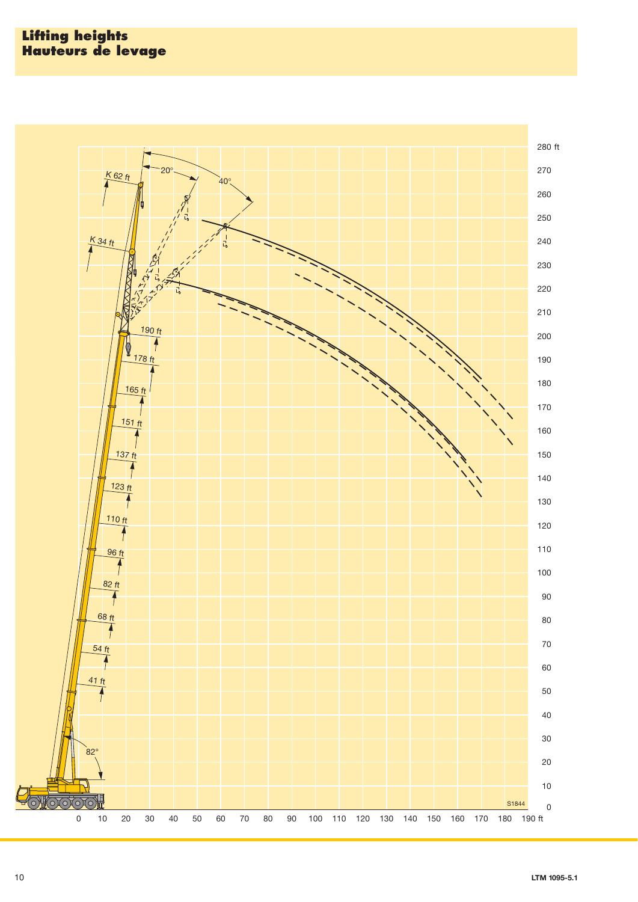# Lifting heights
# Hauteurs de levage

K 62 ft

K 34 ft

20°

40°

190 ft

178 ft

165 ft

151 ft

137 ft

123 ft

110 ft

96 ft

82 ft

68 ft

54 ft

41 ft

82°

280 ft
270
260
250
240
230
220
210
200
190
180
170
160
150
140
130
120
110
100
90
80
70
60
50
40
30
20
10
0

0 10 20 30 40 50 60 70 80 90 100 110 120 130 140 150 160 170 180 190 ft

S1844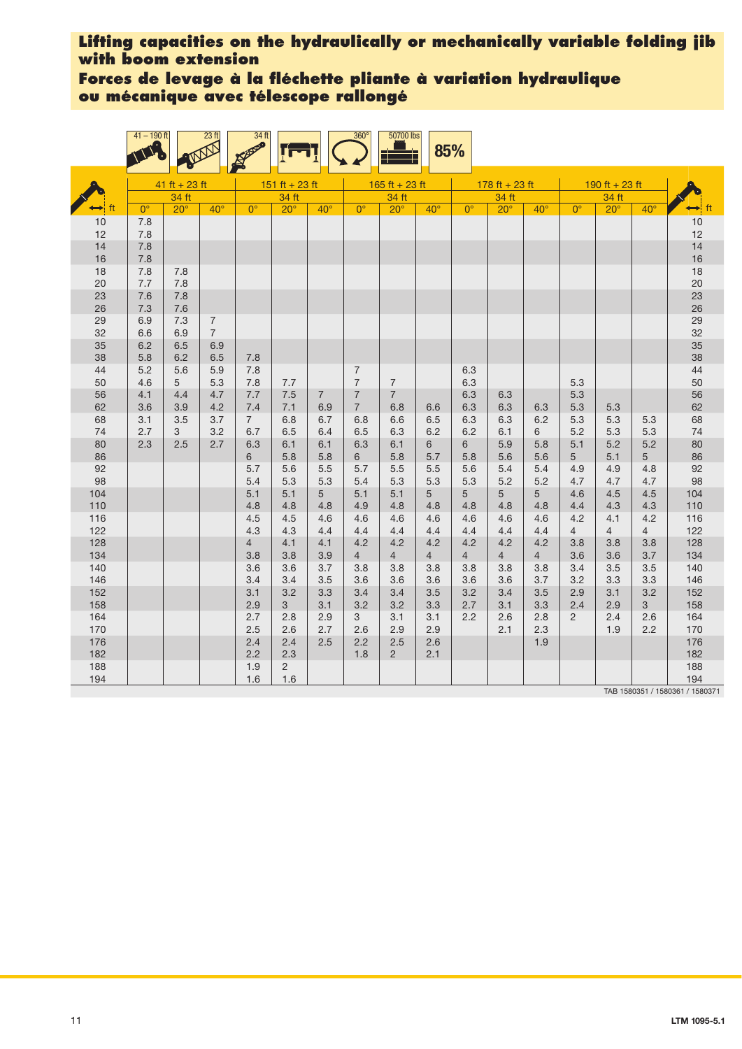# Lifting capacities on the hydraulically or mechanically variable folding jib with boom extension

# Forces de levage à la fléchette pliante à variation hydraulique ou mécanique avec télescope rallongé

41 – 190 ft | 23 ft | 34 ft | 360° | 50700 lbs | 85%

| ft | 41 ft + 23 ft 34 ft 0° | 20° | 40° | 151 ft + 23 ft 34 ft 0° | 20° | 40° | 165 ft + 23 ft 34 ft 0° | 20° | 40° | 178 ft + 23 ft 34 ft 0° | 20° | 40° | 190 ft + 23 ft 34 ft 0° | 20° | 40° | ft |
|---|---|---|---|---|---|---|---|---|---|---|---|---|---|---|---|---|
| 10 | 7.8 | | | | | | | | | | | | | | | 10 |
| 12 | 7.8 | | | | | | | | | | | | | | | 12 |
| 14 | 7.8 | | | | | | | | | | | | | | | 14 |
| 16 | 7.8 | | | | | | | | | | | | | | | 16 |
| 18 | 7.8 | 7.8 | | | | | | | | | | | | | | 18 |
| 20 | 7.7 | 7.8 | | | | | | | | | | | | | | 20 |
| 23 | 7.6 | 7.8 | | | | | | | | | | | | | | 23 |
| 26 | 7.3 | 7.6 | | | | | | | | | | | | | | 26 |
| 29 | 6.9 | 7.3 | 7 | | | | | | | | | | | | | 29 |
| 32 | 6.6 | 6.9 | 7 | | | | | | | | | | | | | 32 |
| 35 | 6.2 | 6.5 | 6.9 | | | | | | | | | | | | | 35 |
| 38 | 5.8 | 6.2 | 6.5 | 7.8 | | | | | | | | | | | | 38 |
| 44 | 5.2 | 5.6 | 5.9 | 7.8 | | | 7 | | | 6.3 | | | | | | 44 |
| 50 | 4.6 | 5 | 5.3 | 7.8 | 7.7 | | 7 | 7 | | 6.3 | | | 5.3 | | | 50 |
| 56 | 4.1 | 4.4 | 4.7 | 7.7 | 7.5 | 7 | 7 | 7 | | 6.3 | 6.3 | | 5.3 | | | 56 |
| 62 | 3.6 | 3.9 | 4.2 | 7.4 | 7.1 | 6.9 | 7 | 6.8 | 6.6 | 6.3 | 6.3 | 6.3 | 5.3 | 5.3 | | 62 |
| 68 | 3.1 | 3.5 | 3.7 | 7 | 6.8 | 6.7 | 6.8 | 6.6 | 6.5 | 6.3 | 6.3 | 6.2 | 5.3 | 5.3 | 5.3 | 68 |
| 74 | 2.7 | 3 | 3.2 | 6.7 | 6.5 | 6.4 | 6.5 | 6.3 | 6.2 | 6.2 | 6.1 | 6 | 5.2 | 5.3 | 5.3 | 74 |
| 80 | 2.3 | 2.5 | 2.7 | 6.3 | 6.1 | 6.1 | 6.3 | 6.1 | 6 | 6 | 5.9 | 5.8 | 5.1 | 5.2 | 5.2 | 80 |
| 86 | | | | 6 | 5.8 | 5.8 | 6 | 5.8 | 5.7 | 5.8 | 5.6 | 5.6 | 5 | 5.1 | 5 | 86 |
| 92 | | | | 5.7 | 5.6 | 5.5 | 5.7 | 5.5 | 5.5 | 5.6 | 5.4 | 5.4 | 4.9 | 4.9 | 4.8 | 92 |
| 98 | | | | 5.4 | 5.3 | 5.3 | 5.4 | 5.3 | 5.3 | 5.3 | 5.2 | 5.2 | 4.7 | 4.7 | 4.7 | 98 |
| 104 | | | | 5.1 | 5.1 | 5 | 5.1 | 5.1 | 5 | 5 | 5 | 5 | 4.6 | 4.5 | 4.5 | 104 |
| 110 | | | | 4.8 | 4.8 | 4.8 | 4.9 | 4.8 | 4.8 | 4.8 | 4.8 | 4.8 | 4.4 | 4.3 | 4.3 | 110 |
| 116 | | | | 4.5 | 4.5 | 4.6 | 4.6 | 4.6 | 4.6 | 4.6 | 4.6 | 4.6 | 4.2 | 4.1 | 4.2 | 116 |
| 122 | | | | 4.3 | 4.3 | 4.4 | 4.4 | 4.4 | 4.4 | 4.4 | 4.4 | 4.4 | 4 | 4 | 4 | 122 |
| 128 | | | | 4 | 4.1 | 4.1 | 4.2 | 4.2 | 4.2 | 4.2 | 4.2 | 4.2 | 3.8 | 3.8 | 3.8 | 128 |
| 134 | | | | 3.8 | 3.8 | 3.9 | 4 | 4 | 4 | 4 | 4 | 4 | 3.6 | 3.6 | 3.7 | 134 |
| 140 | | | | 3.6 | 3.6 | 3.7 | 3.8 | 3.8 | 3.8 | 3.8 | 3.8 | 3.8 | 3.4 | 3.5 | 3.5 | 140 |
| 146 | | | | 3.4 | 3.4 | 3.5 | 3.6 | 3.6 | 3.6 | 3.6 | 3.6 | 3.7 | 3.2 | 3.3 | 3.3 | 146 |
| 152 | | | | 3.1 | 3.2 | 3.3 | 3.4 | 3.4 | 3.5 | 3.2 | 3.4 | 3.5 | 2.9 | 3.1 | 3.2 | 152 |
| 158 | | | | 2.9 | 3 | 3.1 | 3.2 | 3.2 | 3.3 | 2.7 | 3.1 | 3.3 | 2.4 | 2.9 | 3 | 158 |
| 164 | | | | 2.7 | 2.8 | 2.9 | 3 | 3.1 | 3.1 | 2.2 | 2.6 | 2.8 | 2 | 2.4 | 2.6 | 164 |
| 170 | | | | 2.5 | 2.6 | 2.7 | 2.6 | 2.9 | 2.9 | | 2.1 | 2.3 | | 1.9 | 2.2 | 170 |
| 176 | | | | 2.4 | 2.4 | 2.5 | 2.2 | 2.5 | 2.6 | | | 1.9 | | | | 176 |
| 182 | | | | 2.2 | 2.3 | | 1.8 | 2 | 2.1 | | | | | | | 182 |
| 188 | | | | 1.9 | 2 | | | | | | | | | | | 188 |
| 194 | | | | 1.6 | 1.6 | | | | | | | | | | | 194 |

TAB 1580351 / 1580361 / 1580371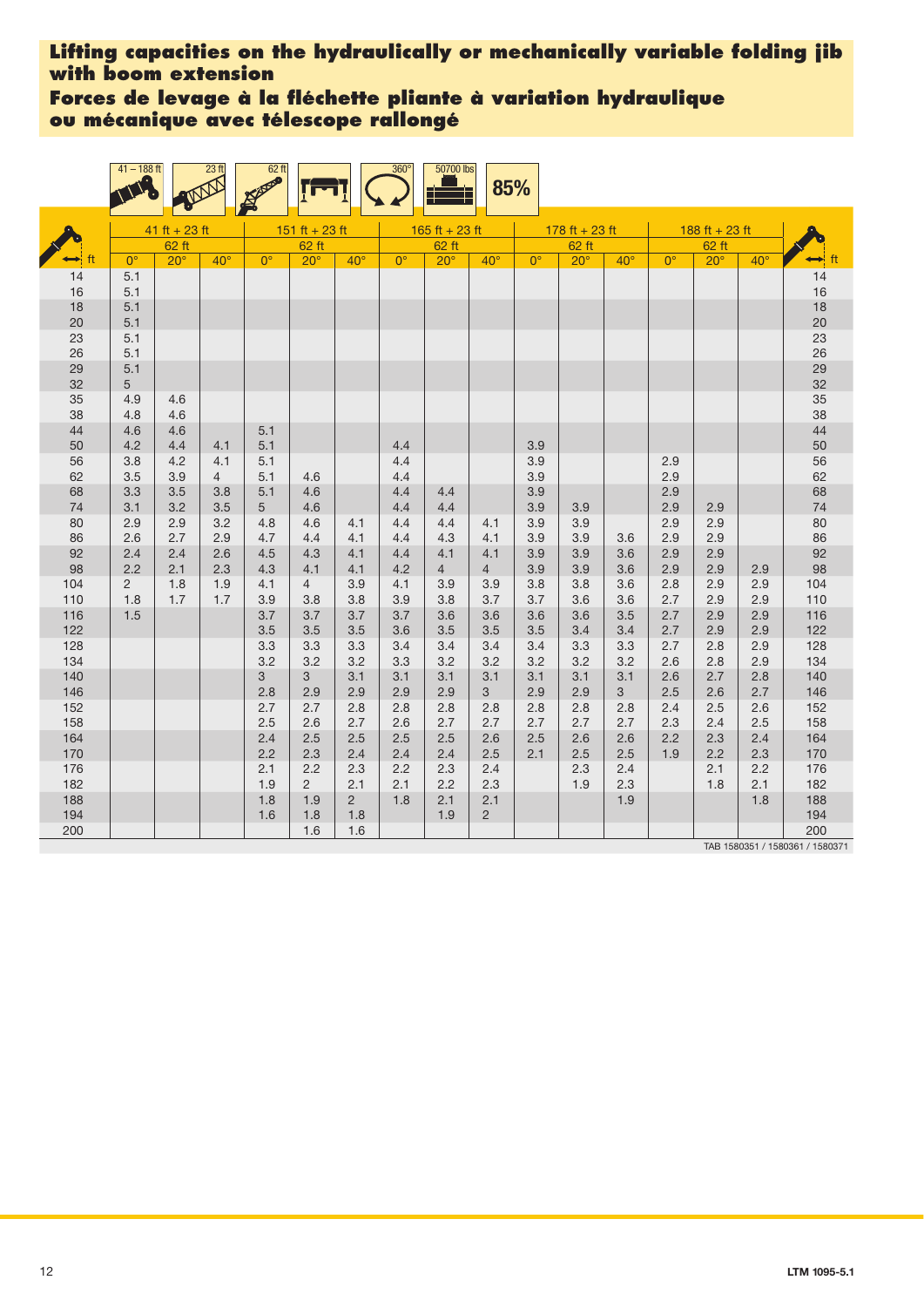**Lifting capacities on the hydraulically or mechanically variable folding jib with boom extension**

**Forces de levage à la fléchette pliante à variation hydraulique ou mécanique avec télescope rallongé**

41 – 188 ft | 23 ft | 62 ft | 360° | 50700 lbs | 85%

| ft | 41 ft + 23 ft | | | 151 ft + 23 ft | | | 165 ft + 23 ft | | | 178 ft + 23 ft | | | 188 ft + 23 ft | | | ft |
|---|---|---|---|---|---|---|---|---|---|---|---|---|---|---|---|---|
| | 62 ft | | | 62 ft | | | 62 ft | | | 62 ft | | | 62 ft | | | |
| | 0° | 20° | 40° | 0° | 20° | 40° | 0° | 20° | 40° | 0° | 20° | 40° | 0° | 20° | 40° | |
| 14 | 5.1 | | | | | | | | | | | | | | | 14 |
| 16 | 5.1 | | | | | | | | | | | | | | | 16 |
| 18 | 5.1 | | | | | | | | | | | | | | | 18 |
| 20 | 5.1 | | | | | | | | | | | | | | | 20 |
| 23 | 5.1 | | | | | | | | | | | | | | | 23 |
| 26 | 5.1 | | | | | | | | | | | | | | | 26 |
| 29 | 5.1 | | | | | | | | | | | | | | | 29 |
| 32 | 5 | | | | | | | | | | | | | | | 32 |
| 35 | 4.9 | 4.6 | | | | | | | | | | | | | | 35 |
| 38 | 4.8 | 4.6 | | | | | | | | | | | | | | 38 |
| 44 | 4.6 | 4.6 | | 5.1 | | | | | | | | | | | | 44 |
| 50 | 4.2 | 4.4 | 4.1 | 5.1 | | | 4.4 | | | 3.9 | | | | | | 50 |
| 56 | 3.8 | 4.2 | 4.1 | 5.1 | | | 4.4 | | | 3.9 | | | 2.9 | | | 56 |
| 62 | 3.5 | 3.9 | 4 | 5.1 | 4.6 | | 4.4 | | | 3.9 | | | 2.9 | | | 62 |
| 68 | 3.3 | 3.5 | 3.8 | 5.1 | 4.6 | | 4.4 | 4.4 | | 3.9 | | | 2.9 | | | 68 |
| 74 | 3.1 | 3.2 | 3.5 | 5 | 4.6 | | 4.4 | 4.4 | | 3.9 | 3.9 | | 2.9 | 2.9 | | 74 |
| 80 | 2.9 | 2.9 | 3.2 | 4.8 | 4.6 | 4.1 | 4.4 | 4.4 | 4.1 | 3.9 | 3.9 | | 2.9 | 2.9 | | 80 |
| 86 | 2.6 | 2.7 | 2.9 | 4.7 | 4.4 | 4.1 | 4.4 | 4.3 | 4.1 | 3.9 | 3.9 | 3.6 | 2.9 | 2.9 | | 86 |
| 92 | 2.4 | 2.4 | 2.6 | 4.5 | 4.3 | 4.1 | 4.4 | 4.1 | 4.1 | 3.9 | 3.9 | 3.6 | 2.9 | 2.9 | | 92 |
| 98 | 2.2 | 2.1 | 2.3 | 4.3 | 4.1 | 4.1 | 4.2 | 4 | 4 | 3.9 | 3.9 | 3.6 | 2.9 | 2.9 | 2.9 | 98 |
| 104 | 2 | 1.8 | 1.9 | 4.1 | 4 | 3.9 | 4.1 | 3.9 | 3.9 | 3.8 | 3.8 | 3.6 | 2.8 | 2.9 | 2.9 | 104 |
| 110 | 1.8 | 1.7 | 1.7 | 3.9 | 3.8 | 3.8 | 3.9 | 3.8 | 3.7 | 3.7 | 3.6 | 3.6 | 2.7 | 2.9 | 2.9 | 110 |
| 116 | 1.5 | | | 3.7 | 3.7 | 3.7 | 3.7 | 3.6 | 3.6 | 3.6 | 3.6 | 3.5 | 2.7 | 2.9 | 2.9 | 116 |
| 122 | | | | 3.5 | 3.5 | 3.5 | 3.6 | 3.5 | 3.5 | 3.5 | 3.4 | 3.4 | 2.7 | 2.9 | 2.9 | 122 |
| 128 | | | | 3.3 | 3.3 | 3.3 | 3.4 | 3.4 | 3.4 | 3.4 | 3.3 | 3.3 | 2.7 | 2.8 | 2.9 | 128 |
| 134 | | | | 3.2 | 3.2 | 3.2 | 3.3 | 3.2 | 3.2 | 3.2 | 3.2 | 3.2 | 2.6 | 2.8 | 2.9 | 134 |
| 140 | | | | 3 | 3 | 3.1 | 3.1 | 3.1 | 3.1 | 3.1 | 3.1 | 3.1 | 2.6 | 2.7 | 2.8 | 140 |
| 146 | | | | 2.8 | 2.9 | 2.9 | 2.9 | 2.9 | 3 | 2.9 | 2.9 | 3 | 2.5 | 2.6 | 2.7 | 146 |
| 152 | | | | 2.7 | 2.7 | 2.8 | 2.8 | 2.8 | 2.8 | 2.8 | 2.8 | 2.8 | 2.4 | 2.5 | 2.6 | 152 |
| 158 | | | | 2.5 | 2.6 | 2.7 | 2.6 | 2.7 | 2.7 | 2.7 | 2.7 | 2.7 | 2.3 | 2.4 | 2.5 | 158 |
| 164 | | | | 2.4 | 2.5 | 2.5 | 2.5 | 2.5 | 2.6 | 2.5 | 2.6 | 2.6 | 2.2 | 2.3 | 2.4 | 164 |
| 170 | | | | 2.2 | 2.3 | 2.4 | 2.4 | 2.4 | 2.5 | 2.1 | 2.5 | 2.5 | 1.9 | 2.2 | 2.3 | 170 |
| 176 | | | | 2.1 | 2.2 | 2.3 | 2.2 | 2.3 | 2.4 | | 2.3 | 2.4 | | 2.1 | 2.2 | 176 |
| 182 | | | | 1.9 | 2 | 2.1 | 2.1 | 2.2 | 2.3 | | 1.9 | 2.3 | | 1.8 | 2.1 | 182 |
| 188 | | | | 1.8 | 1.9 | 2 | 1.8 | 2.1 | 2.1 | | | 1.9 | | | 1.8 | 188 |
| 194 | | | | 1.6 | 1.8 | 1.8 | | 1.9 | 2 | | | | | | | 194 |
| 200 | | | | | 1.6 | 1.6 | | | | | | | | | | 200 |

TAB 1580351 / 1580361 / 1580371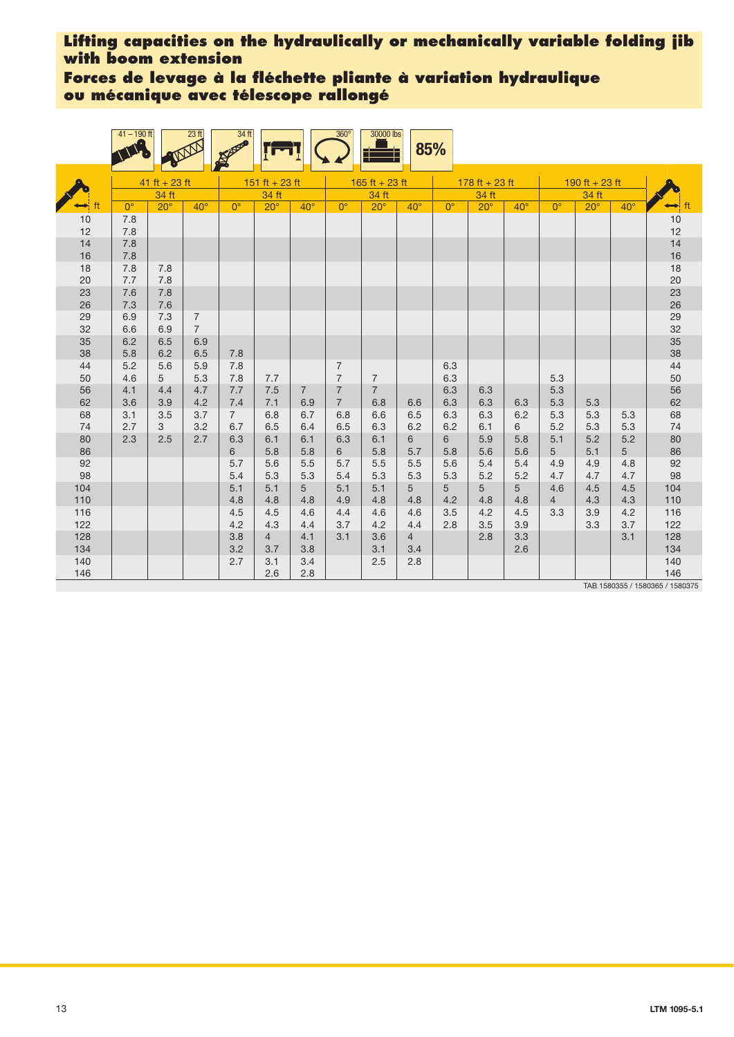# Lifting capacities on the hydraulically or mechanically variable folding jib with boom extension

# Forces de levage à la fléchette pliante à variation hydraulique ou mécanique avec télescope rallongé

41 – 190 ft | 23 ft | 34 ft | 360° | 30000 lbs | 85%

| ft | 41 ft + 23 ft | | | 151 ft + 23 ft | | | 165 ft + 23 ft | | | 178 ft + 23 ft | | | 190 ft + 23 ft | | | ft |
|---|---|---|---|---|---|---|---|---|---|---|---|---|---|---|---|---|
| | 34 ft | | | 34 ft | | | 34 ft | | | 34 ft | | | 34 ft | | | |
| | 0° | 20° | 40° | 0° | 20° | 40° | 0° | 20° | 40° | 0° | 20° | 40° | 0° | 20° | 40° | |
| 10 | 7.8 | | | | | | | | | | | | | | | 10 |
| 12 | 7.8 | | | | | | | | | | | | | | | 12 |
| 14 | 7.8 | | | | | | | | | | | | | | | 14 |
| 16 | 7.8 | | | | | | | | | | | | | | | 16 |
| 18 | 7.8 | 7.8 | | | | | | | | | | | | | | 18 |
| 20 | 7.7 | 7.8 | | | | | | | | | | | | | | 20 |
| 23 | 7.6 | 7.8 | | | | | | | | | | | | | | 23 |
| 26 | 7.3 | 7.6 | | | | | | | | | | | | | | 26 |
| 29 | 6.9 | 7.3 | 7 | | | | | | | | | | | | | 29 |
| 32 | 6.6 | 6.9 | 7 | | | | | | | | | | | | | 32 |
| 35 | 6.2 | 6.5 | 6.9 | | | | | | | | | | | | | 35 |
| 38 | 5.8 | 6.2 | 6.5 | 7.8 | | | | | | | | | | | | 38 |
| 44 | 5.2 | 5.6 | 5.9 | 7.8 | | | 7 | | | 6.3 | | | | | | 44 |
| 50 | 4.6 | 5 | 5.3 | 7.8 | 7.7 | | 7 | 7 | | 6.3 | | | 5.3 | | | 50 |
| 56 | 4.1 | 4.4 | 4.7 | 7.7 | 7.5 | 7 | 7 | 7 | | 6.3 | 6.3 | | 5.3 | | | 56 |
| 62 | 3.6 | 3.9 | 4.2 | 7.4 | 7.1 | 6.9 | 7 | 6.8 | 6.6 | 6.3 | 6.3 | 6.3 | 5.3 | 5.3 | | 62 |
| 68 | 3.1 | 3.5 | 3.7 | 7 | 6.8 | 6.7 | 6.8 | 6.6 | 6.5 | 6.3 | 6.3 | 6.2 | 5.3 | 5.3 | 5.3 | 68 |
| 74 | 2.7 | 3 | 3.2 | 6.7 | 6.5 | 6.4 | 6.5 | 6.3 | 6.2 | 6.2 | 6.1 | 6 | 5.2 | 5.3 | 5.3 | 74 |
| 80 | 2.3 | 2.5 | 2.7 | 6.3 | 6.1 | 6.1 | 6.3 | 6.1 | 6 | 6 | 5.9 | 5.8 | 5.1 | 5.2 | 5.2 | 80 |
| 86 | | | | 6 | 5.8 | 5.8 | 6 | 5.8 | 5.7 | 5.8 | 5.6 | 5.6 | 5 | 5.1 | 5 | 86 |
| 92 | | | | 5.7 | 5.6 | 5.5 | 5.7 | 5.5 | 5.5 | 5.6 | 5.4 | 5.4 | 4.9 | 4.9 | 4.8 | 92 |
| 98 | | | | 5.4 | 5.3 | 5.3 | 5.4 | 5.3 | 5.3 | 5.3 | 5.2 | 5.2 | 4.7 | 4.7 | 4.7 | 98 |
| 104 | | | | 5.1 | 5.1 | 5 | 5.1 | 5.1 | 5 | 5 | 5 | 5 | 4.6 | 4.5 | 4.5 | 104 |
| 110 | | | | 4.8 | 4.8 | 4.8 | 4.9 | 4.8 | 4.8 | 4.2 | 4.8 | 4.8 | 4 | 4.3 | 4.3 | 110 |
| 116 | | | | 4.5 | 4.5 | 4.6 | 4.4 | 4.6 | 4.6 | 3.5 | 4.2 | 4.5 | 3.3 | 3.9 | 4.2 | 116 |
| 122 | | | | 4.2 | 4.3 | 4.4 | 3.7 | 4.2 | 4.4 | 2.8 | 3.5 | 3.9 | | 3.3 | 3.7 | 122 |
| 128 | | | | 3.8 | 4 | 4.1 | 3.1 | 3.6 | 4 | | 2.8 | 3.3 | | | 3.1 | 128 |
| 134 | | | | 3.2 | 3.7 | 3.8 | | 3.1 | 3.4 | | | 2.6 | | | | 134 |
| 140 | | | | 2.7 | 3.1 | 3.4 | | 2.5 | 2.8 | | | | | | | 140 |
| 146 | | | | | 2.6 | 2.8 | | | | | | | | | | 146 |

TAB 1580355 / 1580365 / 1580375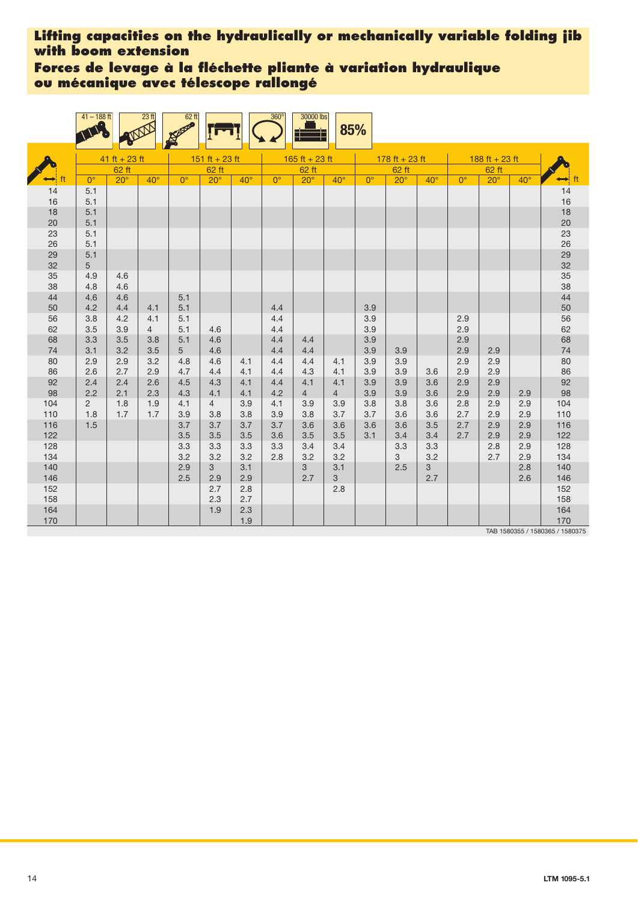# Lifting capacities on the hydraulically or mechanically variable folding jib with boom extension

# Forces de levage à la fléchette pliante à variation hydraulique ou mécanique avec télescope rallongé

41 – 188 ft | 23 ft | 62 ft | 360° | 30000 lbs | 85%

| ft | 41 ft + 23 ft | | | 151 ft + 23 ft | | | 165 ft + 23 ft | | | 178 ft + 23 ft | | | 188 ft + 23 ft | | | ft |
|---|---|---|---|---|---|---|---|---|---|---|---|---|---|---|---|---|
| | 62 ft | | | 62 ft | | | 62 ft | | | 62 ft | | | 62 ft | | | |
| | 0° | 20° | 40° | 0° | 20° | 40° | 0° | 20° | 40° | 0° | 20° | 40° | 0° | 20° | 40° | |
| 14 | 5.1 | | | | | | | | | | | | | | | 14 |
| 16 | 5.1 | | | | | | | | | | | | | | | 16 |
| 18 | 5.1 | | | | | | | | | | | | | | | 18 |
| 20 | 5.1 | | | | | | | | | | | | | | | 20 |
| 23 | 5.1 | | | | | | | | | | | | | | | 23 |
| 26 | 5.1 | | | | | | | | | | | | | | | 26 |
| 29 | 5.1 | | | | | | | | | | | | | | | 29 |
| 32 | 5 | | | | | | | | | | | | | | | 32 |
| 35 | 4.9 | 4.6 | | | | | | | | | | | | | | 35 |
| 38 | 4.8 | 4.6 | | | | | | | | | | | | | | 38 |
| 44 | 4.6 | 4.6 | | 5.1 | | | | | | | | | | | | 44 |
| 50 | 4.2 | 4.4 | 4.1 | 5.1 | | | 4.4 | | | 3.9 | | | | | | 50 |
| 56 | 3.8 | 4.2 | 4.1 | 5.1 | | | 4.4 | | | 3.9 | | | 2.9 | | | 56 |
| 62 | 3.5 | 3.9 | 4 | 5.1 | 4.6 | | 4.4 | | | 3.9 | | | 2.9 | | | 62 |
| 68 | 3.3 | 3.5 | 3.8 | 5.1 | 4.6 | | 4.4 | 4.4 | | 3.9 | | | 2.9 | | | 68 |
| 74 | 3.1 | 3.2 | 3.5 | 5 | 4.6 | | 4.4 | 4.4 | | 3.9 | 3.9 | | 2.9 | 2.9 | | 74 |
| 80 | 2.9 | 2.9 | 3.2 | 4.8 | 4.6 | 4.1 | 4.4 | 4.4 | 4.1 | 3.9 | 3.9 | | 2.9 | 2.9 | | 80 |
| 86 | 2.6 | 2.7 | 2.9 | 4.7 | 4.4 | 4.1 | 4.4 | 4.3 | 4.1 | 3.9 | 3.9 | 3.6 | 2.9 | 2.9 | | 86 |
| 92 | 2.4 | 2.4 | 2.6 | 4.5 | 4.3 | 4.1 | 4.4 | 4.1 | 4.1 | 3.9 | 3.9 | 3.6 | 2.9 | 2.9 | | 92 |
| 98 | 2.2 | 2.1 | 2.3 | 4.3 | 4.1 | 4.1 | 4.2 | 4 | 4 | 3.9 | 3.9 | 3.6 | 2.9 | 2.9 | 2.9 | 98 |
| 104 | 2 | 1.8 | 1.9 | 4.1 | 4 | 3.9 | 4.1 | 3.9 | 3.9 | 3.8 | 3.8 | 3.6 | 2.8 | 2.9 | 2.9 | 104 |
| 110 | 1.8 | 1.7 | 1.7 | 3.9 | 3.8 | 3.8 | 3.9 | 3.8 | 3.7 | 3.7 | 3.6 | 3.6 | 2.7 | 2.9 | 2.9 | 110 |
| 116 | 1.5 | | | 3.7 | 3.7 | 3.7 | 3.7 | 3.6 | 3.6 | 3.6 | 3.6 | 3.5 | 2.7 | 2.9 | 2.9 | 116 |
| 122 | | | | 3.5 | 3.5 | 3.5 | 3.6 | 3.5 | 3.5 | 3.1 | 3.4 | 3.4 | 2.7 | 2.9 | 2.9 | 122 |
| 128 | | | | 3.3 | 3.3 | 3.3 | 3.3 | 3.4 | 3.4 | | 3.3 | 3.3 | | 2.8 | 2.9 | 128 |
| 134 | | | | 3.2 | 3.2 | 3.2 | 2.8 | 3.2 | 3.2 | | 3 | 3.2 | | 2.7 | 2.9 | 134 |
| 140 | | | | 2.9 | 3 | 3.1 | | 3 | 3.1 | | 2.5 | 3 | | | 2.8 | 140 |
| 146 | | | | 2.5 | 2.9 | 2.9 | | 2.7 | 3 | | | 2.7 | | | 2.6 | 146 |
| 152 | | | | | 2.7 | 2.8 | | | 2.8 | | | | | | | 152 |
| 158 | | | | | 2.3 | 2.7 | | | | | | | | | | 158 |
| 164 | | | | | 1.9 | 2.3 | | | | | | | | | | 164 |
| 170 | | | | | | 1.9 | | | | | | | | | | 170 |

TAB 1580355 / 1580365 / 1580375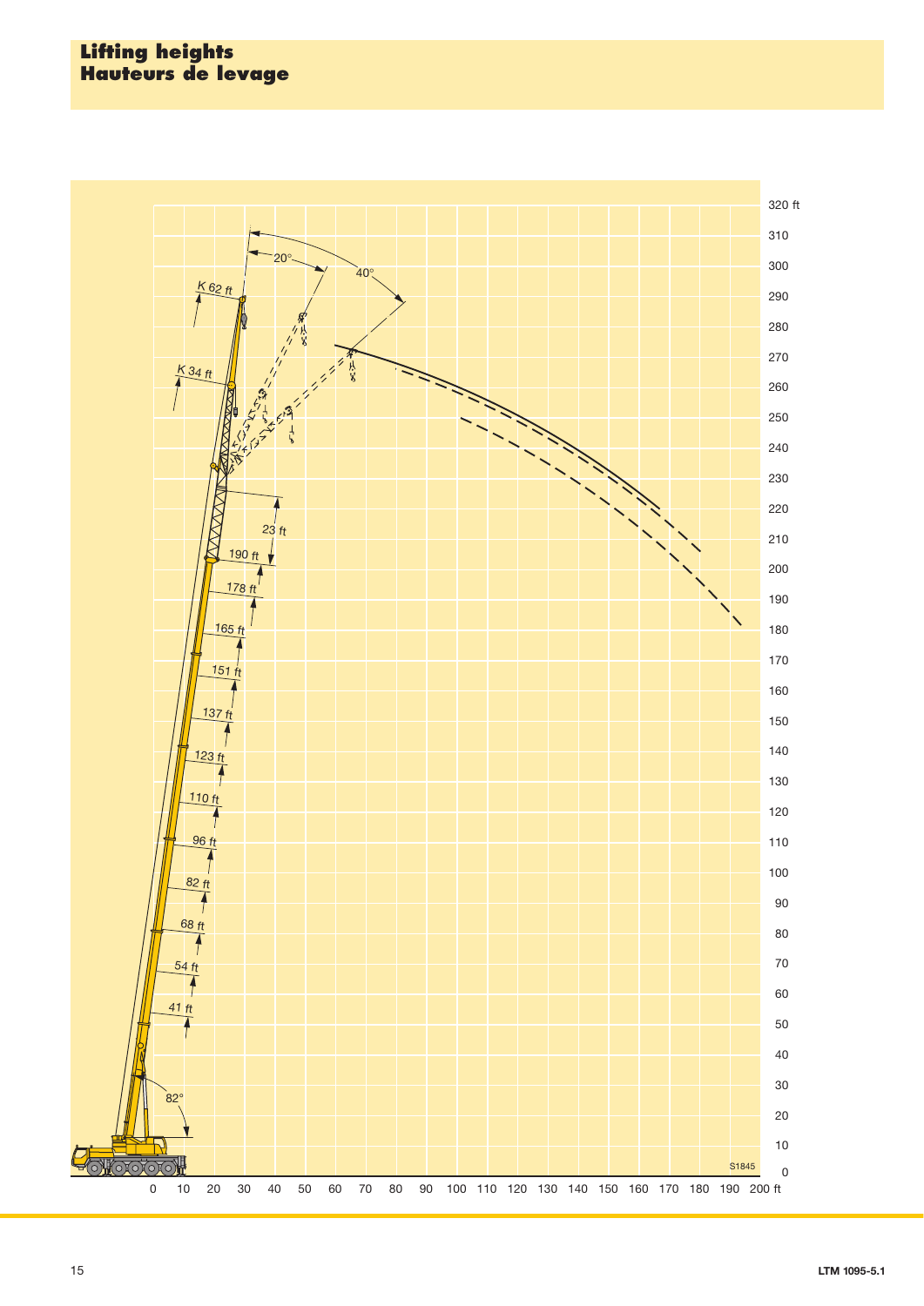# Lifting heights
# Hauteurs de levage

K 62 ft

K 34 ft

20°

40°

23 ft

190 ft

178 ft

165 ft

151 ft

137 ft

123 ft

110 ft

96 ft

82 ft

68 ft

54 ft

41 ft

82°

S1845

320 ft, 310, 300, 290, 280, 270, 260, 250, 240, 230, 220, 210, 200, 190, 180, 170, 160, 150, 140, 130, 120, 110, 100, 90, 80, 70, 60, 50, 40, 30, 20, 10, 0

0, 10, 20, 30, 40, 50, 60, 70, 80, 90, 100, 110, 120, 130, 140, 150, 160, 170, 180, 190, 200 ft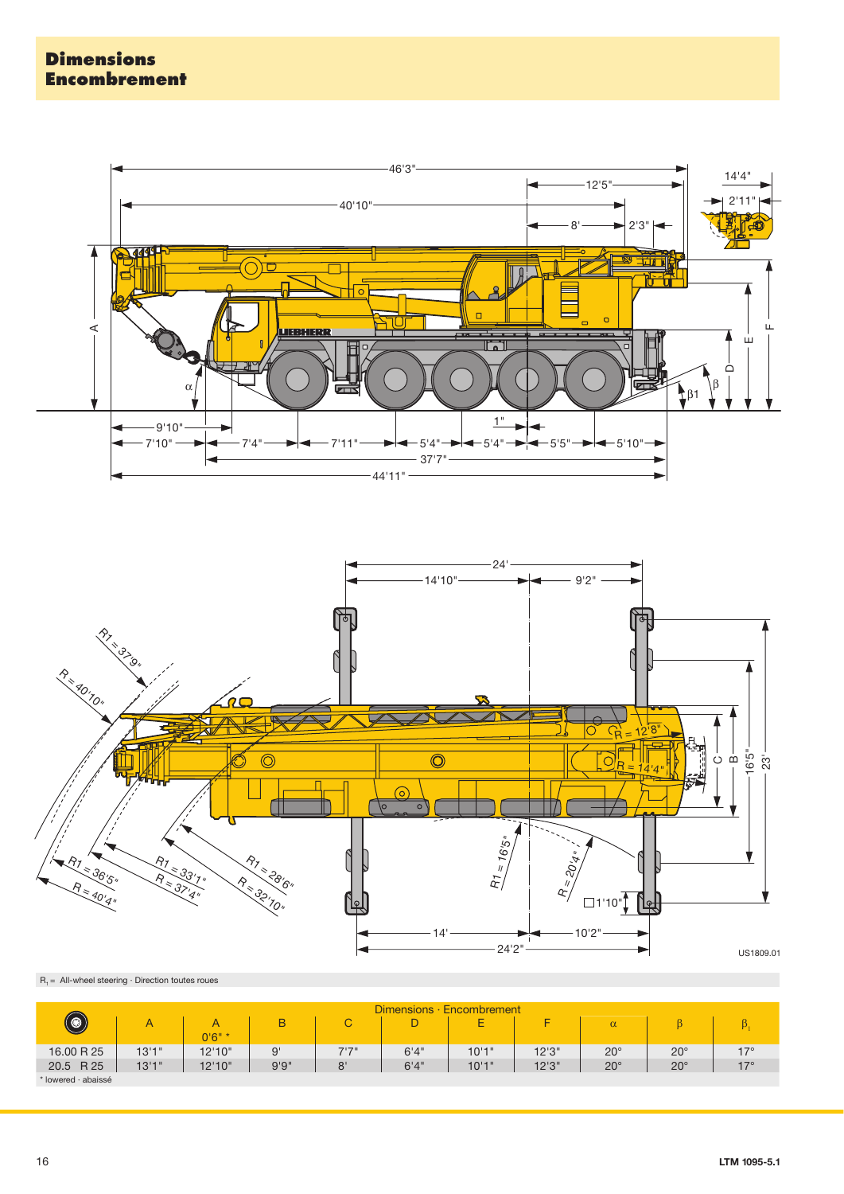# Dimensions
# Encombrement

$R_1$ = All-wheel steering · Direction toutes roues

| Dimensions · Encombrement | | | | | | | | | | |
|---|---|---|---|---|---|---|---|---|---|---|
| | A | A 0'6" * | B | C | D | E | F | α | β | $\beta_1$ |
| 16.00 R 25 | 13'1" | 12'10" | 9' | 7'7" | 6'4" | 10'1" | 12'3" | 20° | 20° | 17° |
| 20.5 R 25 | 13'1" | 12'10" | 9'9" | 8' | 6'4" | 10'1" | 12'3" | 20° | 20° | 17° |

\* lowered · abaissé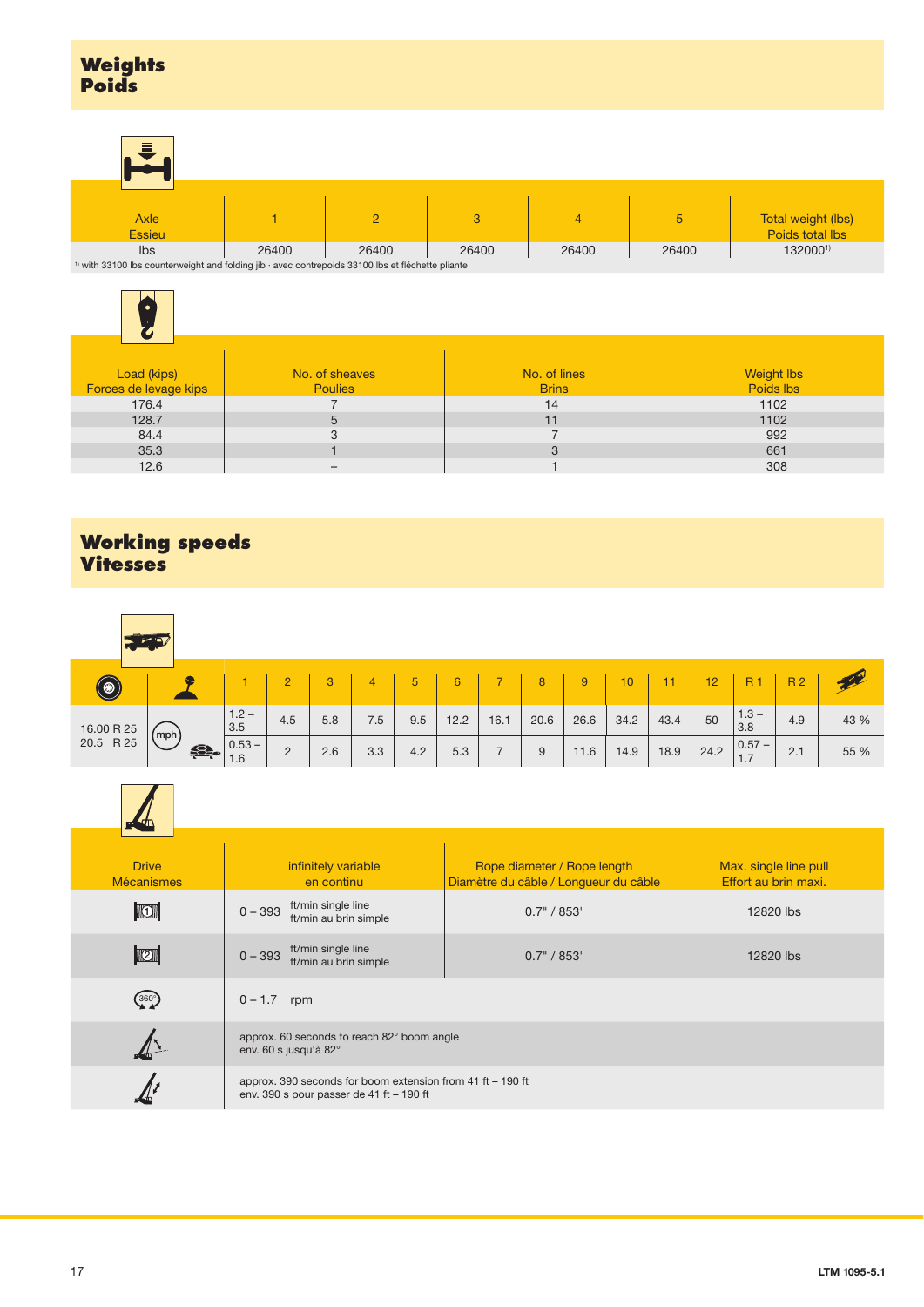# Weights
# Poids

| Axle<br>Essieu | 1 | 2 | 3 | 4 | 5 | Total weight (lbs)<br>Poids total lbs |
|---|---|---|---|---|---|---|
| lbs | 26400 | 26400 | 26400 | 26400 | 26400 | 132000[1] |

[1] with 33100 lbs counterweight and folding jib · avec contrepoids 33100 lbs et fléchette pliante

| Load (kips)<br>Forces de levage kips | No. of sheaves<br>Poulies | No. of lines<br>Brins | Weight lbs<br>Poids lbs |
|---|---|---|---|
| 176.4 | 7 | 14 | 1102 |
| 128.7 | 5 | 11 | 1102 |
| 84.4 | 3 | 7 | 992 |
| 35.3 | 1 | 3 | 661 |
| 12.6 | – | 1 | 308 |

# Working speeds
# Vitesses

| | | 1 | 2 | 3 | 4 | 5 | 6 | 7 | 8 | 9 | 10 | 11 | 12 | R 1 | R 2 | |
|---|---|---|---|---|---|---|---|---|---|---|---|---|---|---|---|---|
| 16.00 R 25<br>20.5 R 25 | mph | 1.2 – 3.5 | 4.5 | 5.8 | 7.5 | 9.5 | 12.2 | 16.1 | 20.6 | 26.6 | 34.2 | 43.4 | 50 | 1.3 – 3.8 | 4.9 | 43 % |
| | | 0.53 – 1.6 | 2 | 2.6 | 3.3 | 4.2 | 5.3 | 7 | 9 | 11.6 | 14.9 | 18.9 | 24.2 | 0.57 – 1.7 | 2.1 | 55 % |

| Drive<br>Mécanismes | infinitely variable<br>en continu | Rope diameter / Rope length<br>Diamètre du câble / Longueur du câble | Max. single line pull<br>Effort au brin maxi. |
|---|---|---|---|
| 1 | 0 – 393 ft/min single line<br>ft/min au brin simple | 0.7" / 853' | 12820 lbs |
| 2 | 0 – 393 ft/min single line<br>ft/min au brin simple | 0.7" / 853' | 12820 lbs |
| 360° | 0 – 1.7 rpm | | |
| | approx. 60 seconds to reach 82° boom angle<br>env. 60 s jusqu'à 82° | | |
| | approx. 390 seconds for boom extension from 41 ft – 190 ft<br>env. 390 s pour passer de 41 ft – 190 ft | | |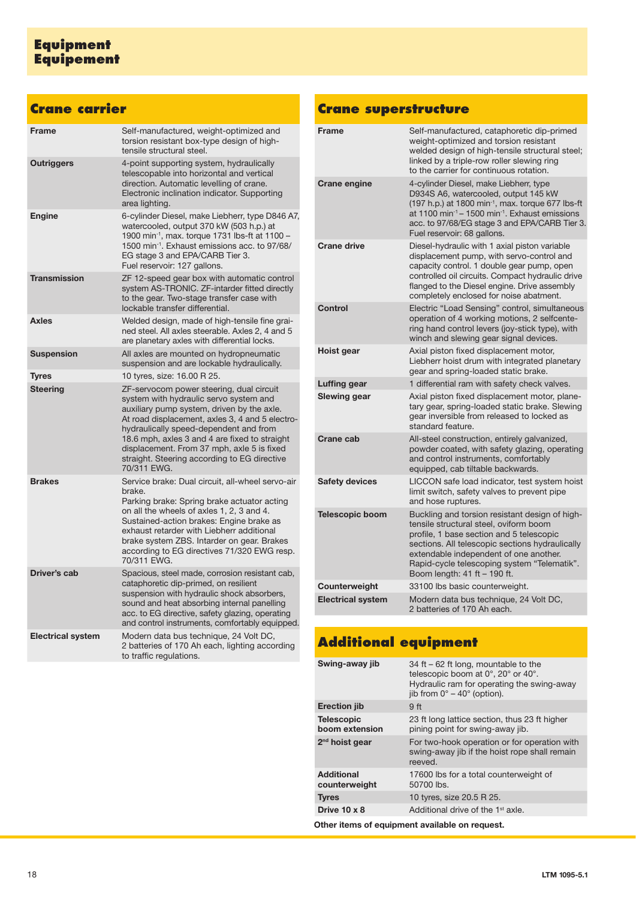# Equipment
# Equipement

## Crane carrier

| | |
|---|---|
| **Frame** | Self-manufactured, weight-optimized and torsion resistant box-type design of high-tensile structural steel. |
| **Outriggers** | 4-point supporting system, hydraulically telescopable into horizontal and vertical direction. Automatic levelling of crane. Electronic inclination indicator. Supporting area lighting. |
| **Engine** | 6-cylinder Diesel, make Liebherr, type D846 A7, watercooled, output 370 kW (503 h.p.) at 1900 min$^{-1}$, max. torque 1731 lbs-ft at 1100 – 1500 min$^{-1}$. Exhaust emissions acc. to 97/68/EG stage 3 and EPA/CARB Tier 3. Fuel reservoir: 127 gallons. |
| **Transmission** | ZF 12-speed gear box with automatic control system AS-TRONIC. ZF-intarder fitted directly to the gear. Two-stage transfer case with lockable transfer differential. |
| **Axles** | Welded design, made of high-tensile fine grained steel. All axles steerable. Axles 2, 4 and 5 are planetary axles with differential locks. |
| **Suspension** | All axles are mounted on hydropneumatic suspension and are lockable hydraulically. |
| **Tyres** | 10 tyres, size: 16.00 R 25. |
| **Steering** | ZF-servocom power steering, dual circuit system with hydraulic servo system and auxiliary pump system, driven by the axle. At road displacement, axles 3, 4 and 5 electro-hydraulically speed-dependent and from 18.6 mph, axles 3 and 4 are fixed to straight displacement. From 37 mph, axle 5 is fixed straight. Steering according to EG directive 70/311 EWG. |
| **Brakes** | Service brake: Dual circuit, all-wheel servo-air brake. Parking brake: Spring brake actuator acting on all the wheels of axles 1, 2, 3 and 4. Sustained-action brakes: Engine brake as exhaust retarder with Liebherr additional brake system ZBS. Intarder on gear. Brakes according to EG directives 71/320 EWG resp. 70/311 EWG. |
| **Driver's cab** | Spacious, steel made, corrosion resistant cab, cataphoretic dip-primed, on resilient suspension with hydraulic shock absorbers, sound and heat absorbing internal panelling acc. to EG directive, safety glazing, operating and control instruments, comfortably equipped. |
| **Electrical system** | Modern data bus technique, 24 Volt DC, 2 batteries of 170 Ah each, lighting according to traffic regulations. |

## Crane superstructure

| | |
|---|---|
| **Frame** | Self-manufactured, cataphoretic dip-primed weight-optimized and torsion resistant welded design of high-tensile structural steel; linked by a triple-row roller slewing ring to the carrier for continuous rotation. |
| **Crane engine** | 4-cylinder Diesel, make Liebherr, type D934S A6, watercooled, output 145 kW (197 h.p.) at 1800 min$^{-1}$, max. torque 677 lbs-ft at 1100 min$^{-1}$ – 1500 min$^{-1}$. Exhaust emissions acc. to 97/68/EG stage 3 and EPA/CARB Tier 3. Fuel reservoir: 68 gallons. |
| **Crane drive** | Diesel-hydraulic with 1 axial piston variable displacement pump, with servo-control and capacity control. 1 double gear pump, open controlled oil circuits. Compact hydraulic drive flanged to the Diesel engine. Drive assembly completely enclosed for noise abatment. |
| **Control** | Electric "Load Sensing" control, simultaneous operation of 4 working motions, 2 selfcentering hand control levers (joy-stick type), with winch and slewing gear signal devices. |
| **Hoist gear** | Axial piston fixed displacement motor, Liebherr hoist drum with integrated planetary gear and spring-loaded static brake. |
| **Luffing gear** | 1 differential ram with safety check valves. |
| **Slewing gear** | Axial piston fixed displacement motor, planetary gear, spring-loaded static brake. Slewing gear inversible from released to locked as standard feature. |
| **Crane cab** | All-steel construction, entirely galvanized, powder coated, with safety glazing, operating and control instruments, comfortably equipped, cab tiltable backwards. |
| **Safety devices** | LICCON safe load indicator, test system hoist limit switch, safety valves to prevent pipe and hose ruptures. |
| **Telescopic boom** | Buckling and torsion resistant design of high-tensile structural steel, oviform boom profile, 1 base section and 5 telescopic sections. All telescopic sections hydraulically extendable independent of one another. Rapid-cycle telescoping system "Telematik". Boom length: 41 ft – 190 ft. |
| **Counterweight** | 33100 lbs basic counterweight. |
| **Electrical system** | Modern data bus technique, 24 Volt DC, 2 batteries of 170 Ah each. |

## Additional equipment

| | |
|---|---|
| **Swing-away jib** | 34 ft – 62 ft long, mountable to the telescopic boom at 0°, 20° or 40°. Hydraulic ram for operating the swing-away jib from 0° – 40° (option). |
| **Erection jib** | 9 ft |
| **Telescopic boom extension** | 23 ft long lattice section, thus 23 ft higher pining point for swing-away jib. |
| **2nd hoist gear** | For two-hook operation or for operation with swing-away jib if the hoist rope shall remain reeved. |
| **Additional counterweight** | 17600 lbs for a total counterweight of 50700 lbs. |
| **Tyres** | 10 tyres, size 20.5 R 25. |
| **Drive 10 x 8** | Additional drive of the 1st axle. |

**Other items of equipment available on request.**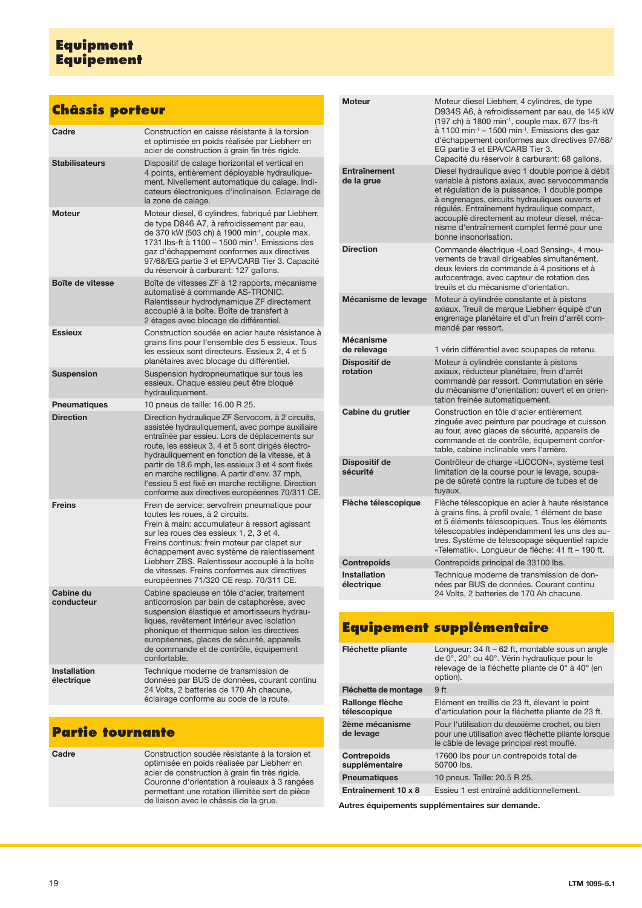# Equipment
# Equipement

## Châssis porteur

| | |
|---|---|
| Cadre | Construction en caisse résistante à la torsion et optimisée en poids réalisée par Liebherr en acier de construction à grain fin très rigide. |
| Stabilisateurs | Dispositif de calage horizontal et vertical en 4 points, entièrement déployable hydrauliquement. Nivellement automatique du calage. Indicateurs électroniques d'inclinaison. Eclairage de la zone de calage. |
| Moteur | Moteur diesel, 6 cylindres, fabriqué par Liebherr, de type D846 A7, à refroidissement par eau, de 370 kW (503 ch) à 1900 min$^{-1}$, couple max. 1731 lbs-ft à 1100 – 1500 min$^{-1}$. Emissions des gaz d'échappement conformes aux directives 97/68/EG partie 3 et EPA/CARB Tier 3. Capacité du réservoir à carburant: 127 gallons. |
| Boîte de vitesse | Boîte de vitesses ZF à 12 rapports, mécanisme automatisé à commande AS-TRONIC. Ralentisseur hydrodynamique ZF directement accouplé à la boîte. Boîte de transfert à 2 étages avec blocage de différentiel. |
| Essieux | Construction soudée en acier haute résistance à grains fins pour l'ensemble des 5 essieux. Tous les essieux sont directeurs. Essieux 2, 4 et 5 planétaires avec blocage du différentiel. |
| Suspension | Suspension hydropneumatique sur tous les essieux. Chaque essieu peut être bloqué hydrauliquement. |
| Pneumatiques | 10 pneus de taille: 16.00 R 25. |
| Direction | Direction hydraulique ZF Servocom, à 2 circuits, assistée hydrauliquement, avec pompe auxiliaire entraînée par essieu. Lors de déplacements sur route, les essieux 3, 4 et 5 sont dirigés électro-hydrauliquement en fonction de la vitesse, et à partir de 18.6 mph, les essieux 3 et 4 sont fixés en marche rectiligne. A partir d'env. 37 mph, l'essieu 5 est fixé en marche rectiligne. Direction conforme aux directives européennes 70/311 CE. |
| Freins | Frein de service: servofrein pneumatique pour toutes les roues, à 2 circuits. Frein à main: accumulateur à ressort agissant sur les roues des essieux 1, 2, 3 et 4. Freins continus: frein moteur par clapet sur échappement avec système de ralentissement Liebherr ZBS. Ralentisseur accouplé à la boîte de vitesses. Freins conformes aux directives européennes 71/320 CE resp. 70/311 CE. |
| Cabine du conducteur | Cabine spacieuse en tôle d'acier, traitement anticorrosion par bain de cataphorèse, avec suspension élastique et amortisseurs hydrauliques, revêtement intérieur avec isolation phonique et thermique selon les directives européennes, glaces de sécurité, appareils de commande et de contrôle, équipement confortable. |
| Installation électrique | Technique moderne de transmission de données par BUS de données, courant continu 24 Volts, 2 batteries de 170 Ah chacune, éclairage conforme au code de la route. |

## Partie tournante

| | |
|---|---|
| Cadre | Construction soudée résistante à la torsion et optimisée en poids réalisée par Liebherr en acier de construction à grain fin très rigide. Couronne d'orientation à rouleaux à 3 rangées permettant une rotation illimitée sert de pièce de liaison avec le châssis de la grue. |
| Moteur | Moteur diesel Liebherr, 4 cylindres, de type D934S A6, à refroidissement par eau, de 145 kW (197 ch) à 1800 min$^{-1}$, couple max. 677 lbs-ft à 1100 min$^{-1}$ – 1500 min$^{-1}$. Emissions des gaz d'échappement conformes aux directives 97/68/EG partie 3 et EPA/CARB Tier 3. Capacité du réservoir à carburant: 68 gallons. |
| Entraînement de la grue | Diesel hydraulique avec 1 double pompe à débit variable à pistons axiaux, avec servocommande et régulation de la puissance. 1 double pompe à engrenages, circuits hydrauliques ouverts et régulés. Entraînement hydraulique compact, accouplé directement au moteur diesel, mécanisme d'entraînement complet fermé pour une bonne insonorisation. |
| Direction | Commande électrique «Load Sensing», 4 mouvements de travail dirigeables simultanément, deux leviers de commande à 4 positions et à autocentrage, avec capteur de rotation des treuils et du mécanisme d'orientation. |
| Mécanisme de levage | Moteur à cylindrée constante et à pistons axiaux. Treuil de marque Liebherr équipé d'un engrenage planétaire et d'un frein d'arrêt commandé par ressort. |
| Mécanisme de relevage | 1 vérin différentiel avec soupapes de retenu. |
| Dispositif de rotation | Moteur à cylindrée constante à pistons axiaux, réducteur planétaire, frein d'arrêt commandé par ressort. Commutation en série du mécanisme d'orientation: ouvert et en orientation freinée automatiquement. |
| Cabine du grutier | Construction en tôle d'acier entièrement zinguée avec peinture par poudrage et cuisson au four, avec glaces de sécurité, appareils de commande et de contrôle, équipement confortable, cabine inclinable vers l'arrière. |
| Dispositif de sécurité | Contrôleur de charge «LICCON», système test limitation de la course pour le levage, soupape de sûreté contre la rupture de tubes et de tuyaux. |
| Flèche télescopique | Flèche télescopique en acier à haute résistance à grains fins, à profil ovale, 1 élément de base et 5 éléments télescopiques. Tous les éléments télescopables indépendamment les uns des autres. Système de télescopage séquentiel rapide «Telematik». Longueur de flèche: 41 ft – 190 ft. |
| Contrepoids | Contrepoids principal de 33100 lbs. |
| Installation électrique | Technique moderne de transmission de données par BUS de données. Courant continu 24 Volts, 2 batteries de 170 Ah chacune. |

## Equipement supplémentaire

| | |
|---|---|
| Fléchette pliante | Longueur: 34 ft – 62 ft, montable sous un angle de 0°, 20° ou 40°. Vérin hydraulique pour le relevage de la fléchette pliante de 0° à 40° (en option). |
| Fléchette de montage | 9 ft |
| Rallonge flèche télescopique | Elément en treillis de 23 ft, élevant le point d'articulation pour la fléchette pliante de 23 ft. |
| 2ème mécanisme de levage | Pour l'utilisation du deuxième crochet, ou bien pour une utilisation avec fléchette pliante lorsque le câble de levage principal rest mouflé. |
| Contrepoids supplémentaire | 17600 lbs pour un contrepoids total de 50700 lbs. |
| Pneumatiques | 10 pneus. Taille: 20.5 R 25. |
| Entraînement 10 x 8 | Essieu 1 est entraîné additionnellement. |

**Autres équipements supplémentaires sur demande.**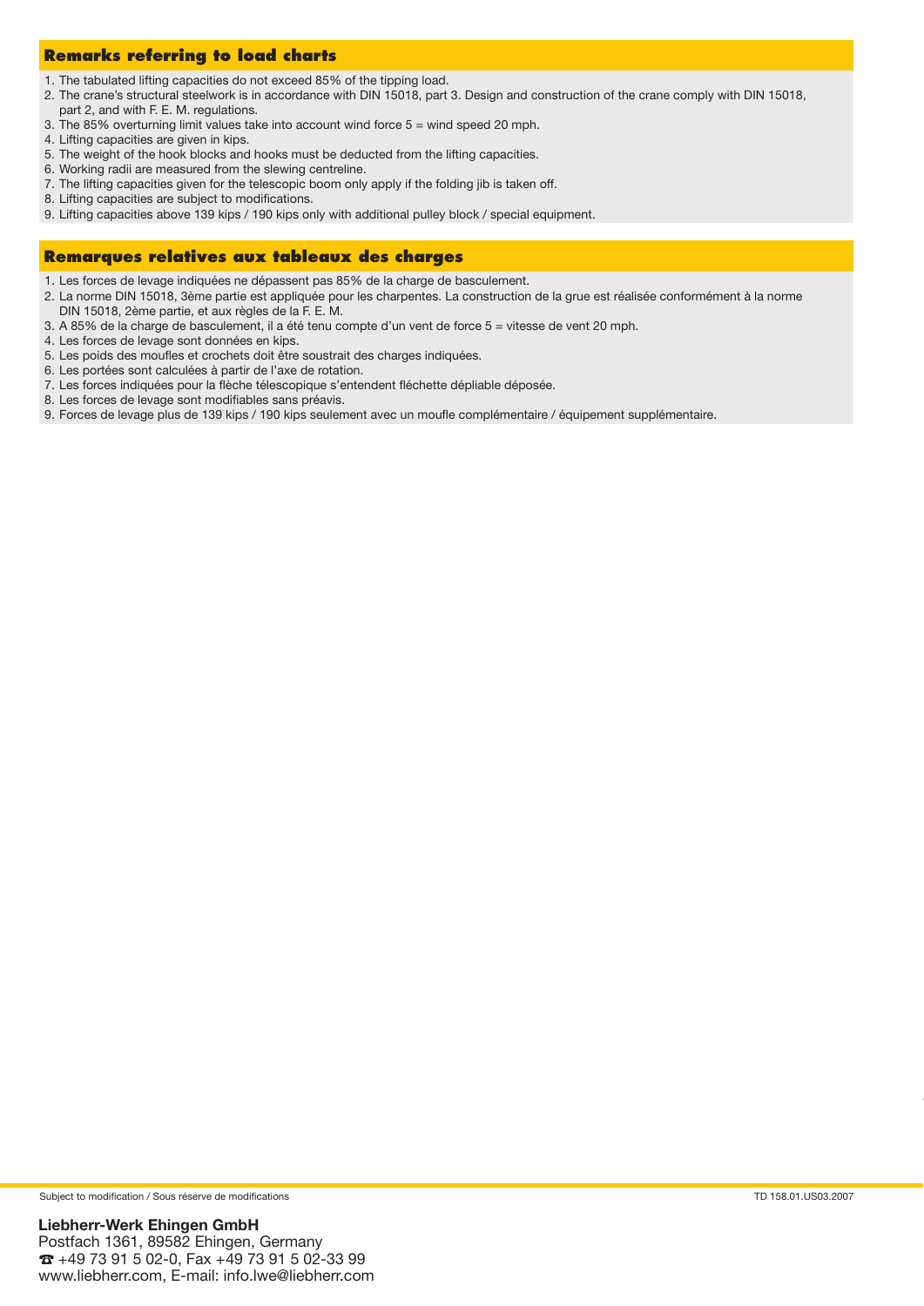## Remarks referring to load charts

1. The tabulated lifting capacities do not exceed 85% of the tipping load.
2. The crane's structural steelwork is in accordance with DIN 15018, part 3. Design and construction of the crane comply with DIN 15018, part 2, and with F. E. M. regulations.
3. The 85% overturning limit values take into account wind force 5 = wind speed 20 mph.
4. Lifting capacities are given in kips.
5. The weight of the hook blocks and hooks must be deducted from the lifting capacities.
6. Working radii are measured from the slewing centreline.
7. The lifting capacities given for the telescopic boom only apply if the folding jib is taken off.
8. Lifting capacities are subject to modifications.
9. Lifting capacities above 139 kips / 190 kips only with additional pulley block / special equipment.

## Remarques relatives aux tableaux des charges

1. Les forces de levage indiquées ne dépassent pas 85% de la charge de basculement.
2. La norme DIN 15018, 3ème partie est appliquée pour les charpentes. La construction de la grue est réalisée conformément à la norme DIN 15018, 2ème partie, et aux règles de la F. E. M.
3. A 85% de la charge de basculement, il a été tenu compte d'un vent de force 5 = vitesse de vent 20 mph.
4. Les forces de levage sont données en kips.
5. Les poids des moufles et crochets doit être soustrait des charges indiquées.
6. Les portées sont calculées à partir de l'axe de rotation.
7. Les forces indiquées pour la flèche télescopique s'entendent fléchette dépliable déposée.
8. Les forces de levage sont modifiables sans préavis.
9. Forces de levage plus de 139 kips / 190 kips seulement avec un moufle complémentaire / équipement supplémentaire.

Subject to modification / Sous réserve de modifications

TD 158.01.US03.2007

**Liebherr-Werk Ehingen GmbH**
Postfach 1361, 89582 Ehingen, Germany
☎ +49 73 91 5 02-0, Fax +49 73 91 5 02-33 99
www.liebherr.com, E-mail: info.lwe@liebherr.com